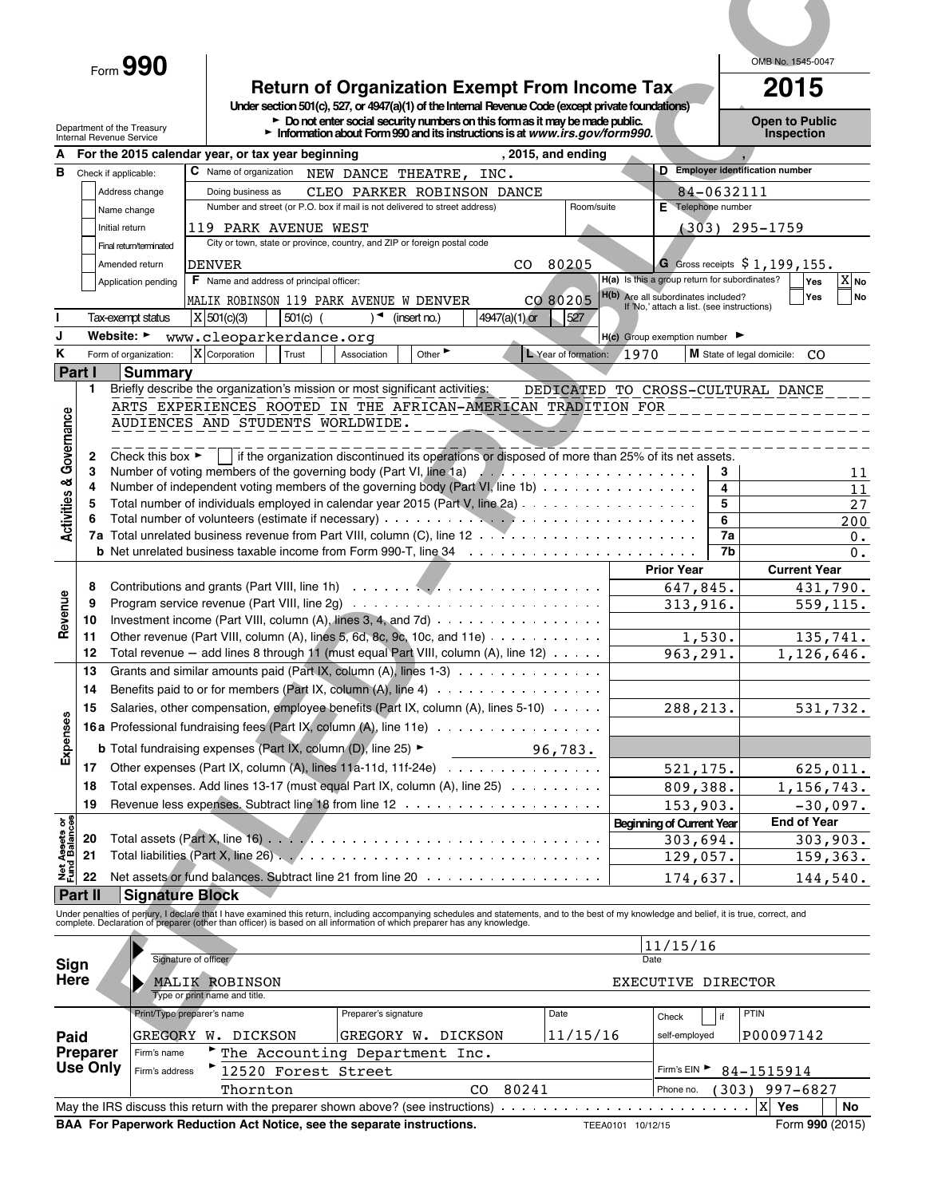Form **990**

# Return of Organization Exempt From Income Tax

**2015**

Under section 501(c), 527, or 4947(a)(1) of the Internal Revenue Code (except private foundations)

► Do not enter social security numbers on this form as it may be made public.

► Information about Form 990 and its instructions is at www.irs.gov/form990.

Department of the Treasury
Internal Revenue Service

OMB No. 1545-0047

**Open to Public Inspection**

**A** For the 2015 calendar year, or tax year beginning , 2015, and ending ,

**B** Check if applicable:
- Address change
- Name change
- Initial return
- Final return/terminated
- Amended return
- Application pending

**C** Name of organization: NEW DANCE THEATRE, INC.

Doing business as: CLEO PARKER ROBINSON DANCE

Number and street (or P.O. box if mail is not delivered to street address): 119 PARK AVENUE WEST — Room/suite:

City or town, state or province, country, and ZIP or foreign postal code: DENVER CO 80205

**D** Employer identification number: 84-0632111

**E** Telephone number: (303) 295-1759

**G** Gross receipts $ 1,199,155.

**F** Name and address of principal officer: MALIK ROBINSON 119 PARK AVENUE W DENVER CO 80205

**H(a)** Is this a group return for subordinates? Yes [ ] No [X]

**H(b)** Are all subordinates included? Yes [ ] No [ ] If 'No,' attach a list. (see instructions)

**I** Tax-exempt status: [X] 501(c)(3) [ ] 501(c) ( ) ◄ (insert no.) [ ] 4947(a)(1) or [ ] 527

**J** Website: ► www.cleoparkerdance.org

**H(c)** Group exemption number ►

**K** Form of organization: [X] Corporation [ ] Trust [ ] Association [ ] Other ►

**L** Year of formation: 1970

**M** State of legal domicile: CO

## Part I Summary

**Activities & Governance**

1 Briefly describe the organization's mission or most significant activities: DEDICATED TO CROSS-CULTURAL DANCE ARTS EXPERIENCES ROOTED IN THE AFRICAN-AMERICAN TRADITION FOR AUDIENCES AND STUDENTS WORLDWIDE.

2 Check this box ► [ ] if the organization discontinued its operations or disposed of more than 25% of its net assets.

| | | | |
|---|---|---|---|
| 3 | Number of voting members of the governing body (Part VI, line 1a) | 3 | 11 |
| 4 | Number of independent voting members of the governing body (Part VI, line 1b) | 4 | 11 |
| 5 | Total number of individuals employed in calendar year 2015 (Part V, line 2a) | 5 | 27 |
| 6 | Total number of volunteers (estimate if necessary) | 6 | 200 |
| 7a | Total unrelated business revenue from Part VIII, column (C), line 12 | 7a | 0. |
| b | Net unrelated business taxable income from Form 990-T, line 34 | 7b | 0. |

| | | | Prior Year | Current Year |
|---|---|---|---|---|
| **Revenue** | 8 | Contributions and grants (Part VIII, line 1h) | 647,845. | 431,790. |
| | 9 | Program service revenue (Part VIII, line 2g) | 313,916. | 559,115. |
| | 10 | Investment income (Part VIII, column (A), lines 3, 4, and 7d) | | |
| | 11 | Other revenue (Part VIII, column (A), lines 5, 6d, 8c, 9c, 10c, and 11e) | 1,530. | 135,741. |
| | 12 | Total revenue — add lines 8 through 11 (must equal Part VIII, column (A), line 12) | 963,291. | 1,126,646. |
| **Expenses** | 13 | Grants and similar amounts paid (Part IX, column (A), lines 1-3) | | |
| | 14 | Benefits paid to or for members (Part IX, column (A), line 4) | | |
| | 15 | Salaries, other compensation, employee benefits (Part IX, column (A), lines 5-10) | 288,213. | 531,732. |
| | 16a | Professional fundraising fees (Part IX, column (A), line 11e) | | |
| | b | Total fundraising expenses (Part IX, column (D), line 25) ► 96,783. | | |
| | 17 | Other expenses (Part IX, column (A), lines 11a-11d, 11f-24e) | 521,175. | 625,011. |
| | 18 | Total expenses. Add lines 13-17 (must equal Part IX, column (A), line 25) | 809,388. | 1,156,743. |
| | 19 | Revenue less expenses. Subtract line 18 from line 12 | 153,903. | -30,097. |
| | | | **Beginning of Current Year** | **End of Year** |
| **Net Assets or Fund Balances** | 20 | Total assets (Part X, line 16) | 303,694. | 303,903. |
| | 21 | Total liabilities (Part X, line 26) | 129,057. | 159,363. |
| | 22 | Net assets or fund balances. Subtract line 21 from line 20 | 174,637. | 144,540. |

## Part II Signature Block

Under penalties of perjury, I declare that I have examined this return, including accompanying schedules and statements, and to the best of my knowledge and belief, it is true, correct, and complete. Declaration of preparer (other than officer) is based on all information of which preparer has any knowledge.

**Sign Here**

Signature of officer — Date: 11/15/16

MALIK ROBINSON — EXECUTIVE DIRECTOR
Type or print name and title.

**Paid Preparer Use Only**

| Print/Type preparer's name | Preparer's signature | Date | Check [ ] if self-employed | PTIN |
|---|---|---|---|---|
| GREGORY W. DICKSON | GREGORY W. DICKSON | 11/15/16 | | P00097142 |

Firm's name ► The Accounting Department Inc.

Firm's address ► 12520 Forest Street, Thornton CO 80241

Firm's EIN ► 84-1515914

Phone no. (303) 997-6827

May the IRS discuss this return with the preparer shown above? (see instructions) [X] Yes [ ] No

BAA For Paperwork Reduction Act Notice, see the separate instructions. TEEA0101 10/12/15 Form 990 (2015)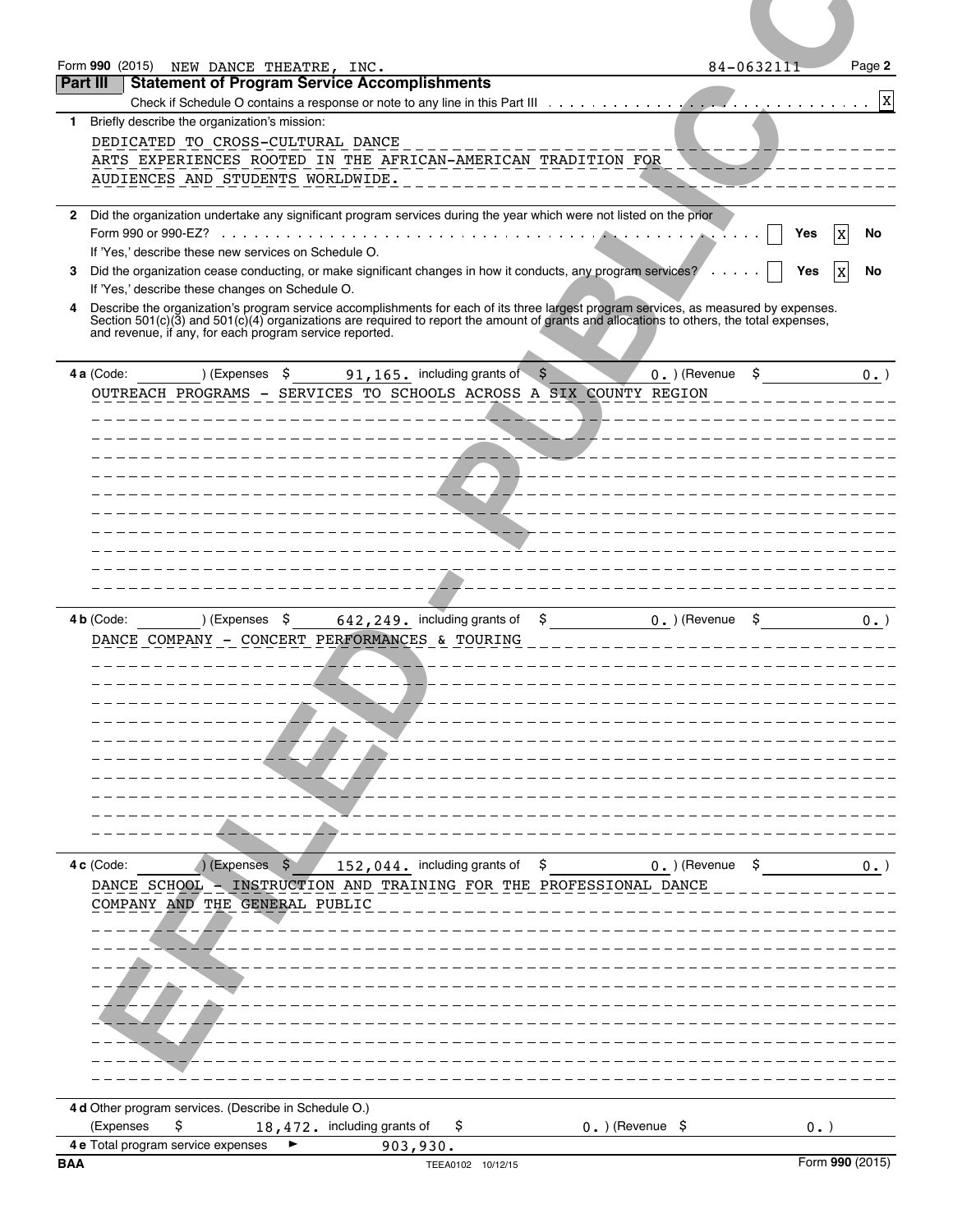Form **990** (2015) NEW DANCE THEATRE, INC. 84-0632111 Page **2**

## Part III — Statement of Program Service Accomplishments

Check if Schedule O contains a response or note to any line in this Part III . . . . . . . . . . . . . . . . . . . . . . . . . . . . . . . . . [X]

**1** Briefly describe the organization's mission:

DEDICATED TO CROSS-CULTURAL DANCE ARTS EXPERIENCES ROOTED IN THE AFRICAN-AMERICAN TRADITION FOR AUDIENCES AND STUDENTS WORLDWIDE.

**2** Did the organization undertake any significant program services during the year which were not listed on the prior Form 990 or 990-EZ? . . . . . . . . . . [ ] Yes [X] No

If 'Yes,' describe these new services on Schedule O.

**3** Did the organization cease conducting, or make significant changes in how it conducts, any program services? . . . . . [ ] Yes [X] No

If 'Yes,' describe these changes on Schedule O.

**4** Describe the organization's program service accomplishments for each of its three largest program services, as measured by expenses. Section 501(c)(3) and 501(c)(4) organizations are required to report the amount of grants and allocations to others, the total expenses, and revenue, if any, for each program service reported.

**4 a** (Code: ) (Expenses $ 91,165. including grants of $ 0. ) (Revenue $ 0. )

OUTREACH PROGRAMS - SERVICES TO SCHOOLS ACROSS A SIX COUNTY REGION

**4 b** (Code: ) (Expenses $ 642,249. including grants of $ 0. ) (Revenue $ 0. )

DANCE COMPANY - CONCERT PERFORMANCES & TOURING

**4 c** (Code: ) (Expenses $ 152,044. including grants of $ 0. ) (Revenue $ 0. )

DANCE SCHOOL - INSTRUCTION AND TRAINING FOR THE PROFESSIONAL DANCE COMPANY AND THE GENERAL PUBLIC

**4 d** Other program services. (Describe in Schedule O.)

(Expenses $ 18,472. including grants of $ 0. ) (Revenue $ 0. )

**4 e** Total program service expenses ► 903,930.

BAA TEEA0102 10/12/15 Form **990** (2015)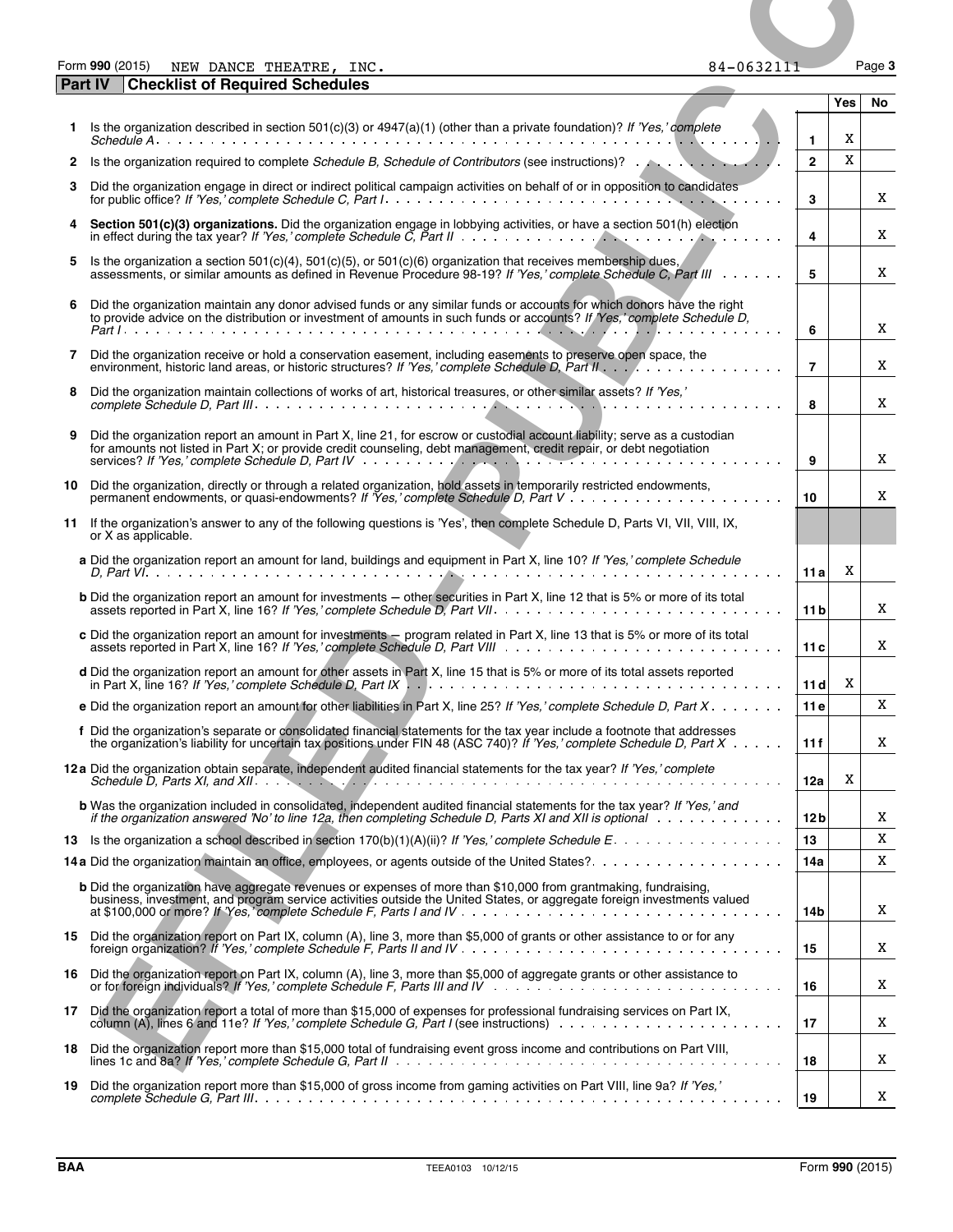Form **990** (2015) NEW DANCE THEATRE, INC. 84-0632111 Page **3**

**Part IV Checklist of Required Schedules**

| | | | Yes | No |
|---|---|---|---|---|
| **1** | Is the organization described in section 501(c)(3) or 4947(a)(1) (other than a private foundation)? *If 'Yes,' complete Schedule A* | **1** | X | |
| **2** | Is the organization required to complete *Schedule B, Schedule of Contributors* (see instructions)? | **2** | X | |
| **3** | Did the organization engage in direct or indirect political campaign activities on behalf of or in opposition to candidates for public office? *If 'Yes,' complete Schedule C, Part I* | **3** | | X |
| **4** | **Section 501(c)(3) organizations.** Did the organization engage in lobbying activities, or have a section 501(h) election in effect during the tax year? *If 'Yes,' complete Schedule C, Part II* | **4** | | X |
| **5** | Is the organization a section 501(c)(4), 501(c)(5), or 501(c)(6) organization that receives membership dues, assessments, or similar amounts as defined in Revenue Procedure 98-19? *If 'Yes,' complete Schedule C, Part III* | **5** | | X |
| **6** | Did the organization maintain any donor advised funds or any similar funds or accounts for which donors have the right to provide advice on the distribution or investment of amounts in such funds or accounts? *If 'Yes,' complete Schedule D, Part I* | **6** | | X |
| **7** | Did the organization receive or hold a conservation easement, including easements to preserve open space, the environment, historic land areas, or historic structures? *If 'Yes,' complete Schedule D, Part II* | **7** | | X |
| **8** | Did the organization maintain collections of works of art, historical treasures, or other similar assets? *If 'Yes,' complete Schedule D, Part III* | **8** | | X |
| **9** | Did the organization report an amount in Part X, line 21, for escrow or custodial account liability; serve as a custodian for amounts not listed in Part X; or provide credit counseling, debt management, credit repair, or debt negotiation services? *If 'Yes,' complete Schedule D, Part IV* | **9** | | X |
| **10** | Did the organization, directly or through a related organization, hold assets in temporarily restricted endowments, permanent endowments, or quasi-endowments? *If 'Yes,' complete Schedule D, Part V* | **10** | | X |
| **11** | If the organization's answer to any of the following questions is 'Yes', then complete Schedule D, Parts VI, VII, VIII, IX, or X as applicable. | | | |
| | **a** Did the organization report an amount for land, buildings and equipment in Part X, line 10? *If 'Yes,' complete Schedule D, Part VI* | **11a** | X | |
| | **b** Did the organization report an amount for investments — other securities in Part X, line 12 that is 5% or more of its total assets reported in Part X, line 16? *If 'Yes,' complete Schedule D, Part VII* | **11b** | | X |
| | **c** Did the organization report an amount for investments — program related in Part X, line 13 that is 5% or more of its total assets reported in Part X, line 16? *If 'Yes,' complete Schedule D, Part VIII* | **11c** | | X |
| | **d** Did the organization report an amount for other assets in Part X, line 15 that is 5% or more of its total assets reported in Part X, line 16? *If 'Yes,' complete Schedule D, Part IX* | **11d** | X | |
| | **e** Did the organization report an amount for other liabilities in Part X, line 25? *If 'Yes,' complete Schedule D, Part X* | **11e** | | X |
| | **f** Did the organization's separate or consolidated financial statements for the tax year include a footnote that addresses the organization's liability for uncertain tax positions under FIN 48 (ASC 740)? *If 'Yes,' complete Schedule D, Part X* | **11f** | | X |
| **12a** | Did the organization obtain separate, independent audited financial statements for the tax year? *If 'Yes,' complete Schedule D, Parts XI, and XII* | **12a** | X | |
| | **b** Was the organization included in consolidated, independent audited financial statements for the tax year? *If 'Yes,' and if the organization answered 'No' to line 12a, then completing Schedule D, Parts XI and XII is optional* | **12b** | | X |
| **13** | Is the organization a school described in section 170(b)(1)(A)(ii)? *If 'Yes,' complete Schedule E* | **13** | | X |
| **14a** | Did the organization maintain an office, employees, or agents outside of the United States? | **14a** | | X |
| | **b** Did the organization have aggregate revenues or expenses of more than $10,000 from grantmaking, fundraising, business, investment, and program service activities outside the United States, or aggregate foreign investments valued at $100,000 or more? *If 'Yes,' complete Schedule F, Parts I and IV* | **14b** | | X |
| **15** | Did the organization report on Part IX, column (A), line 3, more than $5,000 of grants or other assistance to or for any foreign organization? *If 'Yes,' complete Schedule F, Parts II and IV* | **15** | | X |
| **16** | Did the organization report on Part IX, column (A), line 3, more than $5,000 of aggregate grants or other assistance to or for foreign individuals? *If 'Yes,' complete Schedule F, Parts III and IV* | **16** | | X |
| **17** | Did the organization report a total of more than $15,000 of expenses for professional fundraising services on Part IX, column (A), lines 6 and 11e? *If 'Yes,' complete Schedule G, Part I* (see instructions) | **17** | | X |
| **18** | Did the organization report more than $15,000 total of fundraising event gross income and contributions on Part VIII, lines 1c and 8a? *If 'Yes,' complete Schedule G, Part II* | **18** | | X |
| **19** | Did the organization report more than $15,000 of gross income from gaming activities on Part VIII, line 9a? *If 'Yes,' complete Schedule G, Part III* | **19** | | X |

BAA TEEA0103 10/12/15 Form **990** (2015)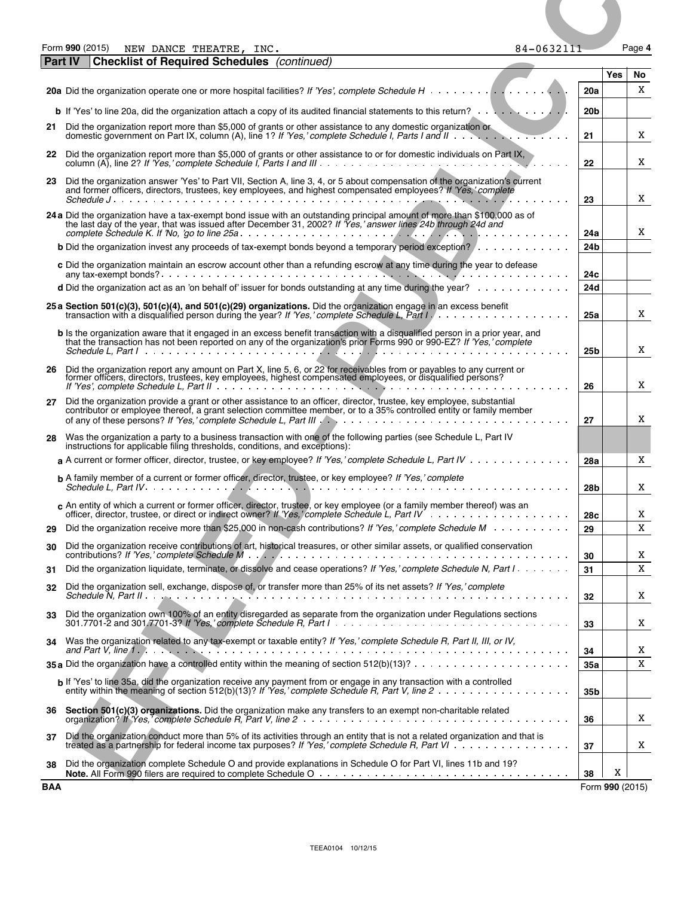Form **990** (2015) NEW DANCE THEATRE, INC. 84-0632111 Page **4**

**Part IV Checklist of Required Schedules** *(continued)*

| | | | Yes | No |
|---|---|---|---|---|
| **20a** | Did the organization operate one or more hospital facilities? *If 'Yes', complete Schedule H* | **20a** | | X |
| **b** | If 'Yes' to line 20a, did the organization attach a copy of its audited financial statements to this return? | **20b** | | |
| **21** | Did the organization report more than $5,000 of grants or other assistance to any domestic organization or domestic government on Part IX, column (A), line 1? *If 'Yes,' complete Schedule I, Parts I and II* | **21** | | X |
| **22** | Did the organization report more than $5,000 of grants or other assistance to or for domestic individuals on Part IX, column (A), line 2? *If 'Yes,' complete Schedule I, Parts I and III* | **22** | | X |
| **23** | Did the organization answer 'Yes' to Part VII, Section A, line 3, 4, or 5 about compensation of the organization's current and former officers, directors, trustees, key employees, and highest compensated employees? *If 'Yes,' complete Schedule J* | **23** | | X |
| **24a** | Did the organization have a tax-exempt bond issue with an outstanding principal amount of more than $100,000 as of the last day of the year, that was issued after December 31, 2002? *If 'Yes,' answer lines 24b through 24d and complete Schedule K. If 'No,' go to line 25a* | **24a** | | X |
| **b** | Did the organization invest any proceeds of tax-exempt bonds beyond a temporary period exception? | **24b** | | |
| **c** | Did the organization maintain an escrow account other than a refunding escrow at any time during the year to defease any tax-exempt bonds? | **24c** | | |
| **d** | Did the organization act as an 'on behalf of' issuer for bonds outstanding at any time during the year? | **24d** | | |
| **25a** | **Section 501(c)(3), 501(c)(4), and 501(c)(29) organizations.** Did the organization engage in an excess benefit transaction with a disqualified person during the year? *If 'Yes,' complete Schedule L, Part I* | **25a** | | X |
| **b** | Is the organization aware that it engaged in an excess benefit transaction with a disqualified person in a prior year, and that the transaction has not been reported on any of the organization's prior Forms 990 or 990-EZ? *If 'Yes,' complete Schedule L, Part I* | **25b** | | X |
| **26** | Did the organization report any amount on Part X, line 5, 6, or 22 for receivables from or payables to any current or former officers, directors, trustees, key employees, highest compensated employees, or disqualified persons? *If 'Yes', complete Schedule L, Part II* | **26** | | X |
| **27** | Did the organization provide a grant or other assistance to an officer, director, trustee, key employee, substantial contributor or employee thereof, a grant selection committee member, or to a 35% controlled entity or family member of any of these persons? *If 'Yes,' complete Schedule L, Part III* | **27** | | X |
| **28** | Was the organization a party to a business transaction with one of the following parties (see Schedule L, Part IV instructions for applicable filing thresholds, conditions, and exceptions): | | | |
| **a** | A current or former officer, director, trustee, or key employee? *If 'Yes,' complete Schedule L, Part IV* | **28a** | | X |
| **b** | A family member of a current or former officer, director, trustee, or key employee? *If 'Yes,' complete Schedule L, Part IV* | **28b** | | X |
| **c** | An entity of which a current or former officer, director, trustee, or key employee (or a family member thereof) was an officer, director, trustee, or direct or indirect owner? *If 'Yes,' complete Schedule L, Part IV* | **28c** | | X |
| **29** | Did the organization receive more than $25,000 in non-cash contributions? *If 'Yes,' complete Schedule M* | **29** | | X |
| **30** | Did the organization receive contributions of art, historical treasures, or other similar assets, or qualified conservation contributions? *If 'Yes,' complete Schedule M* | **30** | | X |
| **31** | Did the organization liquidate, terminate, or dissolve and cease operations? *If 'Yes,' complete Schedule N, Part I* | **31** | | X |
| **32** | Did the organization sell, exchange, dispose of, or transfer more than 25% of its net assets? *If 'Yes,' complete Schedule N, Part II* | **32** | | X |
| **33** | Did the organization own 100% of an entity disregarded as separate from the organization under Regulations sections 301.7701-2 and 301.7701-3? *If 'Yes,' complete Schedule R, Part I* | **33** | | X |
| **34** | Was the organization related to any tax-exempt or taxable entity? *If 'Yes,' complete Schedule R, Part II, III, or IV, and Part V, line 1* | **34** | | X |
| **35a** | Did the organization have a controlled entity within the meaning of section 512(b)(13)? | **35a** | | X |
| **b** | If 'Yes' to line 35a, did the organization receive any payment from or engage in any transaction with a controlled entity within the meaning of section 512(b)(13)? *If 'Yes,' complete Schedule R, Part V, line 2* | **35b** | | |
| **36** | **Section 501(c)(3) organizations.** Did the organization make any transfers to an exempt non-charitable related organization? *If 'Yes,' complete Schedule R, Part V, line 2* | **36** | | X |
| **37** | Did the organization conduct more than 5% of its activities through an entity that is not a related organization and that is treated as a partnership for federal income tax purposes? *If 'Yes,' complete Schedule R, Part VI* | **37** | | X |
| **38** | Did the organization complete Schedule O and provide explanations in Schedule O for Part VI, lines 11b and 19? **Note.** All Form 990 filers are required to complete Schedule O | **38** | X | |

BAA Form **990** (2015)

TEEA0104 10/12/15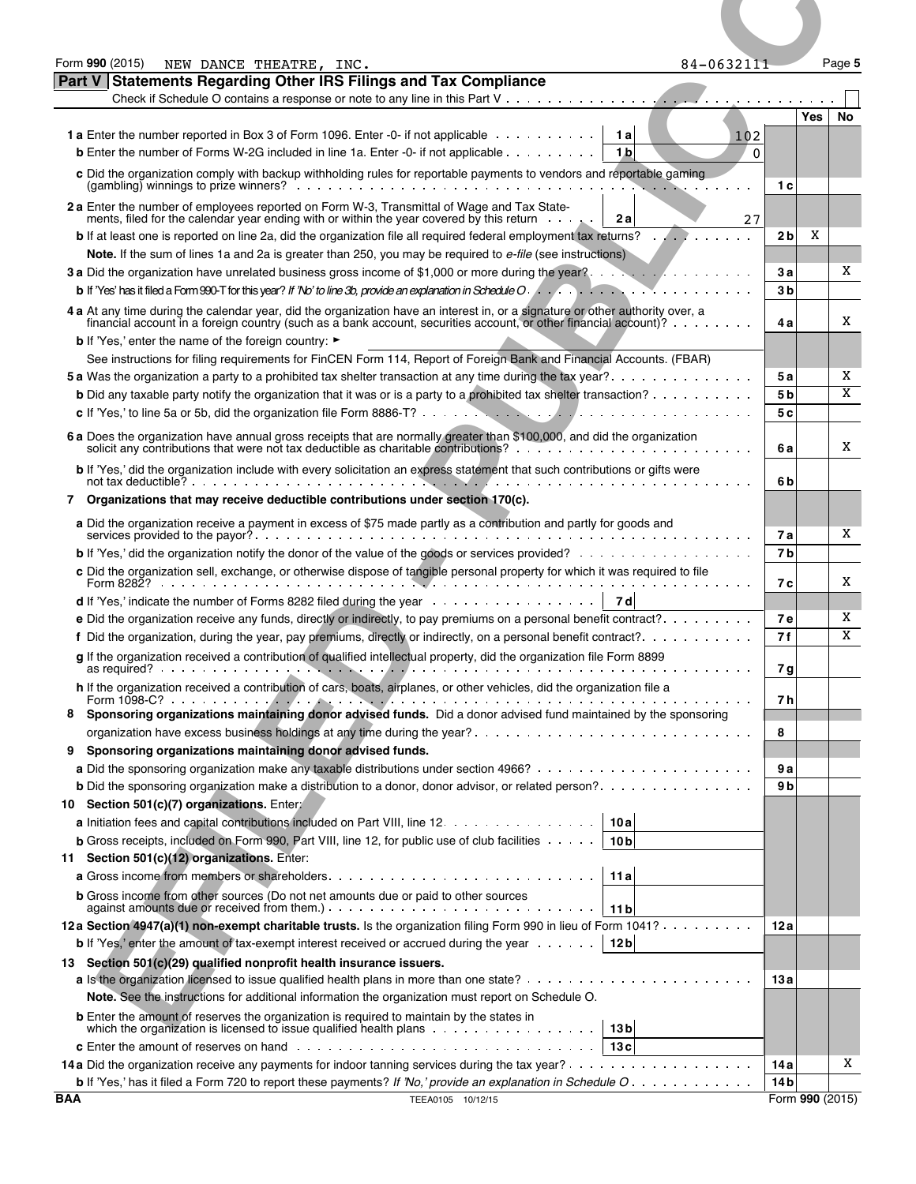Form **990** (2015) NEW DANCE THEATRE, INC. 84-0632111 Page **5**

## Part V Statements Regarding Other IRS Filings and Tax Compliance

Check if Schedule O contains a response or note to any line in this Part V . . . . . . . . . . . . . . . . . . . . . . . . . . . . . . . . . . . . . . . . . ☐

| | | | | Yes | No |
|---|---|---|---|---|---|
| **1 a** Enter the number reported in Box 3 of Form 1096. Enter -0- if not applicable | **1 a** | 102 | | | |
| **b** Enter the number of Forms W-2G included in line 1a. Enter -0- if not applicable | **1 b** | 0 | | | |
| **c** Did the organization comply with backup withholding rules for reportable payments to vendors and reportable gaming (gambling) winnings to prize winners? | | | **1 c** | | |
| **2 a** Enter the number of employees reported on Form W-3, Transmittal of Wage and Tax Statements, filed for the calendar year ending with or within the year covered by this return | **2 a** | 27 | | | |
| **b** If at least one is reported on line 2a, did the organization file all required federal employment tax returns? | | | **2 b** | X | |
| **Note.** If the sum of lines 1a and 2a is greater than 250, you may be required to *e-file* (see instructions) | | | | | |
| **3 a** Did the organization have unrelated business gross income of $1,000 or more during the year? | | | **3 a** | | X |
| **b** If 'Yes' has it filed a Form 990-T for this year? *If 'No' to line 3b, provide an explanation in Schedule O* | | | **3 b** | | |
| **4 a** At any time during the calendar year, did the organization have an interest in, or a signature or other authority over, a financial account in a foreign country (such as a bank account, securities account, or other financial account)? | | | **4 a** | | X |
| **b** If 'Yes,' enter the name of the foreign country: ► | | | | | |
| See instructions for filing requirements for FinCEN Form 114, Report of Foreign Bank and Financial Accounts. (FBAR) | | | | | |
| **5 a** Was the organization a party to a prohibited tax shelter transaction at any time during the tax year? | | | **5 a** | | X |
| **b** Did any taxable party notify the organization that it was or is a party to a prohibited tax shelter transaction? | | | **5 b** | | X |
| **c** If 'Yes,' to line 5a or 5b, did the organization file Form 8886-T? | | | **5 c** | | |
| **6 a** Does the organization have annual gross receipts that are normally greater than $100,000, and did the organization solicit any contributions that were not tax deductible as charitable contributions? | | | **6 a** | | X |
| **b** If 'Yes,' did the organization include with every solicitation an express statement that such contributions or gifts were not tax deductible? | | | **6 b** | | |
| **7 Organizations that may receive deductible contributions under section 170(c).** | | | | | |
| **a** Did the organization receive a payment in excess of $75 made partly as a contribution and partly for goods and services provided to the payor? | | | **7 a** | | X |
| **b** If 'Yes,' did the organization notify the donor of the value of the goods or services provided? | | | **7 b** | | |
| **c** Did the organization sell, exchange, or otherwise dispose of tangible personal property for which it was required to file Form 8282? | | | **7 c** | | X |
| **d** If 'Yes,' indicate the number of Forms 8282 filed during the year | **7 d** | | | | |
| **e** Did the organization receive any funds, directly or indirectly, to pay premiums on a personal benefit contract? | | | **7 e** | | X |
| **f** Did the organization, during the year, pay premiums, directly or indirectly, on a personal benefit contract? | | | **7 f** | | X |
| **g** If the organization received a contribution of qualified intellectual property, did the organization file Form 8899 as required? | | | **7 g** | | |
| **h** If the organization received a contribution of cars, boats, airplanes, or other vehicles, did the organization file a Form 1098-C? | | | **7 h** | | |
| **8 Sponsoring organizations maintaining donor advised funds.** Did a donor advised fund maintained by the sponsoring organization have excess business holdings at any time during the year? | | | **8** | | |
| **9 Sponsoring organizations maintaining donor advised funds.** | | | | | |
| **a** Did the sponsoring organization make any taxable distributions under section 4966? | | | **9 a** | | |
| **b** Did the sponsoring organization make a distribution to a donor, donor advisor, or related person? | | | **9 b** | | |
| **10 Section 501(c)(7) organizations.** Enter: | | | | | |
| **a** Initiation fees and capital contributions included on Part VIII, line 12 | **10 a** | | | | |
| **b** Gross receipts, included on Form 990, Part VIII, line 12, for public use of club facilities | **10 b** | | | | |
| **11 Section 501(c)(12) organizations.** Enter: | | | | | |
| **a** Gross income from members or shareholders | **11 a** | | | | |
| **b** Gross income from other sources (Do not net amounts due or paid to other sources against amounts due or received from them.) | **11 b** | | | | |
| **12 a Section 4947(a)(1) non-exempt charitable trusts.** Is the organization filing Form 990 in lieu of Form 1041? | | | **12 a** | | |
| **b** If 'Yes,' enter the amount of tax-exempt interest received or accrued during the year | **12 b** | | | | |
| **13 Section 501(c)(29) qualified nonprofit health insurance issuers.** | | | | | |
| **a** Is the organization licensed to issue qualified health plans in more than one state? | | | **13 a** | | |
| **Note.** See the instructions for additional information the organization must report on Schedule O. | | | | | |
| **b** Enter the amount of reserves the organization is required to maintain by the states in which the organization is licensed to issue qualified health plans | **13 b** | | | | |
| **c** Enter the amount of reserves on hand | **13 c** | | | | |
| **14 a** Did the organization receive any payments for indoor tanning services during the tax year? | | | **14 a** | | X |
| **b** If 'Yes,' has it filed a Form 720 to report these payments? *If 'No,' provide an explanation in Schedule O* | | | **14 b** | | |

**BAA** TEEA0105 10/12/15 Form **990** (2015)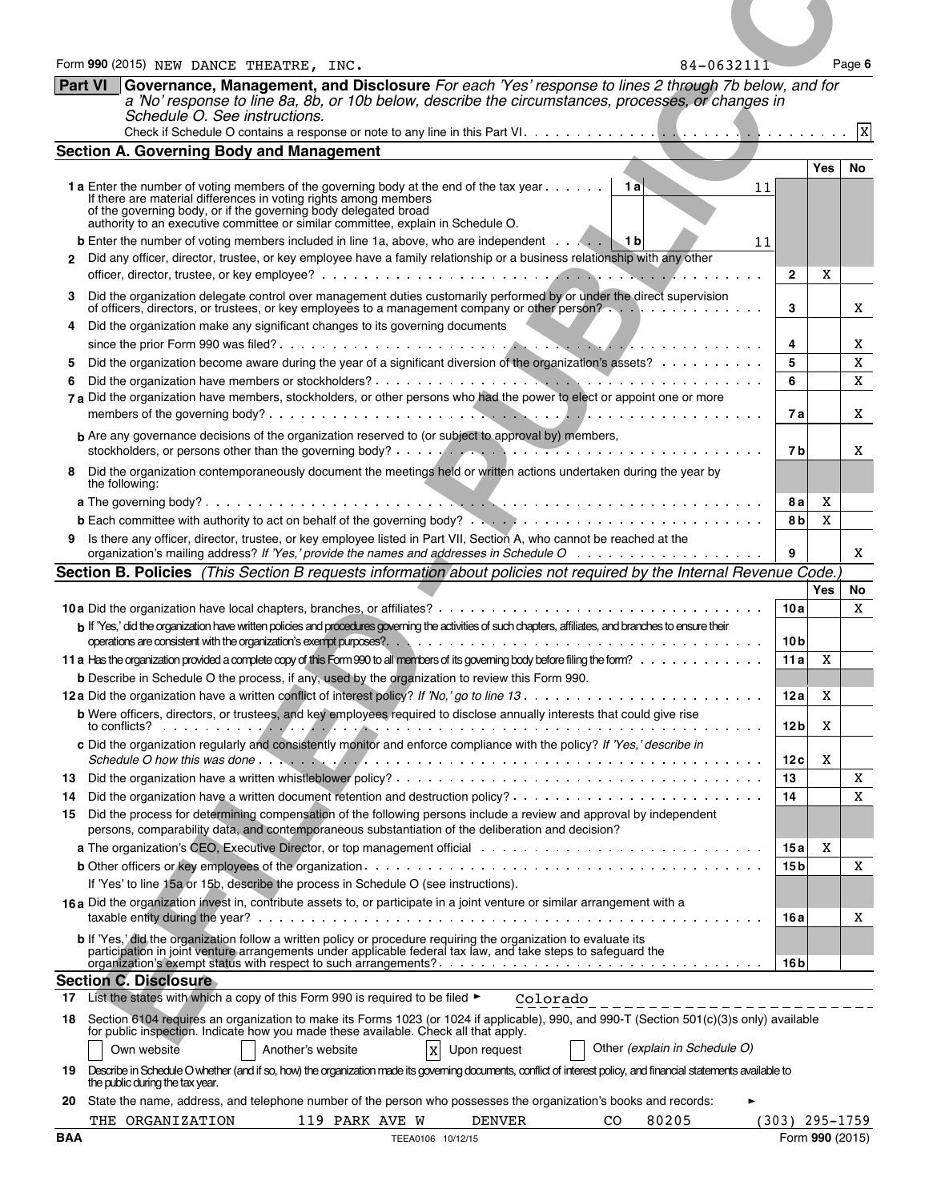Form **990** (2015) NEW DANCE THEATRE, INC. 84-0632111 Page **6**

## Part VI Governance, Management, and Disclosure

*For each 'Yes' response to lines 2 through 7b below, and for a 'No' response to line 8a, 8b, or 10b below, describe the circumstances, processes, or changes in Schedule O. See instructions.*

Check if Schedule O contains a response or note to any line in this Part VI . . . . . . X

### Section A. Governing Body and Management

| | | | Yes | No |
|---|---|---|---|---|
| **1a** Enter the number of voting members of the governing body at the end of the tax year . . . **1a** 11. If there are material differences in voting rights among members of the governing body, or if the governing body delegated broad authority to an executive committee or similar committee, explain in Schedule O. | | | | |
| **b** Enter the number of voting members included in line 1a, above, who are independent . . . **1b** 11 | | | | |
| **2** Did any officer, director, trustee, or key employee have a family relationship or a business relationship with any other officer, director, trustee, or key employee? | | 2 | X | |
| **3** Did the organization delegate control over management duties customarily performed by or under the direct supervision of officers, directors, or trustees, or key employees to a management company or other person? | | 3 | | X |
| **4** Did the organization make any significant changes to its governing documents since the prior Form 990 was filed? | | 4 | | X |
| **5** Did the organization become aware during the year of a significant diversion of the organization's assets? | | 5 | | X |
| **6** Did the organization have members or stockholders? | | 6 | | X |
| **7a** Did the organization have members, stockholders, or other persons who had the power to elect or appoint one or more members of the governing body? | | 7a | | X |
| **b** Are any governance decisions of the organization reserved to (or subject to approval by) members, stockholders, or persons other than the governing body? | | 7b | | X |
| **8** Did the organization contemporaneously document the meetings held or written actions undertaken during the year by the following: | | | | |
| **a** The governing body? | | 8a | X | |
| **b** Each committee with authority to act on behalf of the governing body? | | 8b | X | |
| **9** Is there any officer, director, trustee, or key employee listed in Part VII, Section A, who cannot be reached at the organization's mailing address? *If 'Yes,' provide the names and addresses in Schedule O* | | 9 | | X |

### Section B. Policies *(This Section B requests information about policies not required by the Internal Revenue Code.)*

| | | Yes | No |
|---|---|---|---|
| **10a** Did the organization have local chapters, branches, or affiliates? | 10a | | X |
| **b** If 'Yes,' did the organization have written policies and procedures governing the activities of such chapters, affiliates, and branches to ensure their operations are consistent with the organization's exempt purposes? | 10b | | |
| **11a** Has the organization provided a complete copy of this Form 990 to all members of its governing body before filing the form? | 11a | X | |
| **b** Describe in Schedule O the process, if any, used by the organization to review this Form 990. | | | |
| **12a** Did the organization have a written conflict of interest policy? *If 'No,' go to line 13* | 12a | X | |
| **b** Were officers, directors, or trustees, and key employees required to disclose annually interests that could give rise to conflicts? | 12b | X | |
| **c** Did the organization regularly and consistently monitor and enforce compliance with the policy? *If 'Yes,' describe in Schedule O how this was done* | 12c | X | |
| **13** Did the organization have a written whistleblower policy? | 13 | | X |
| **14** Did the organization have a written document retention and destruction policy? | 14 | | X |
| **15** Did the process for determining compensation of the following persons include a review and approval by independent persons, comparability data, and contemporaneous substantiation of the deliberation and decision? | | | |
| **a** The organization's CEO, Executive Director, or top management official | 15a | X | |
| **b** Other officers or key employees of the organization | 15b | | X |
| If 'Yes' to line 15a or 15b, describe the process in Schedule O (see instructions). | | | |
| **16a** Did the organization invest in, contribute assets to, or participate in a joint venture or similar arrangement with a taxable entity during the year? | 16a | | X |
| **b** If 'Yes,' did the organization follow a written policy or procedure requiring the organization to evaluate its participation in joint venture arrangements under applicable federal tax law, and take steps to safeguard the organization's exempt status with respect to such arrangements? | 16b | | |

### Section C. Disclosure

**17** List the states with which a copy of this Form 990 is required to be filed ► Colorado

**18** Section 6104 requires an organization to make its Forms 1023 (or 1024 if applicable), 990, and 990-T (Section 501(c)(3)s only) available for public inspection. Indicate how you made these available. Check all that apply.

☐ Own website ☐ Another's website ☒ Upon request ☐ Other *(explain in Schedule O)*

**19** Describe in Schedule O whether (and if so, how) the organization made its governing documents, conflict of interest policy, and financial statements available to the public during the tax year.

**20** State the name, address, and telephone number of the person who possesses the organization's books and records: ►

THE ORGANIZATION 119 PARK AVE W DENVER CO 80205 (303) 295-1759

BAA TEEA0106 10/12/15 Form **990** (2015)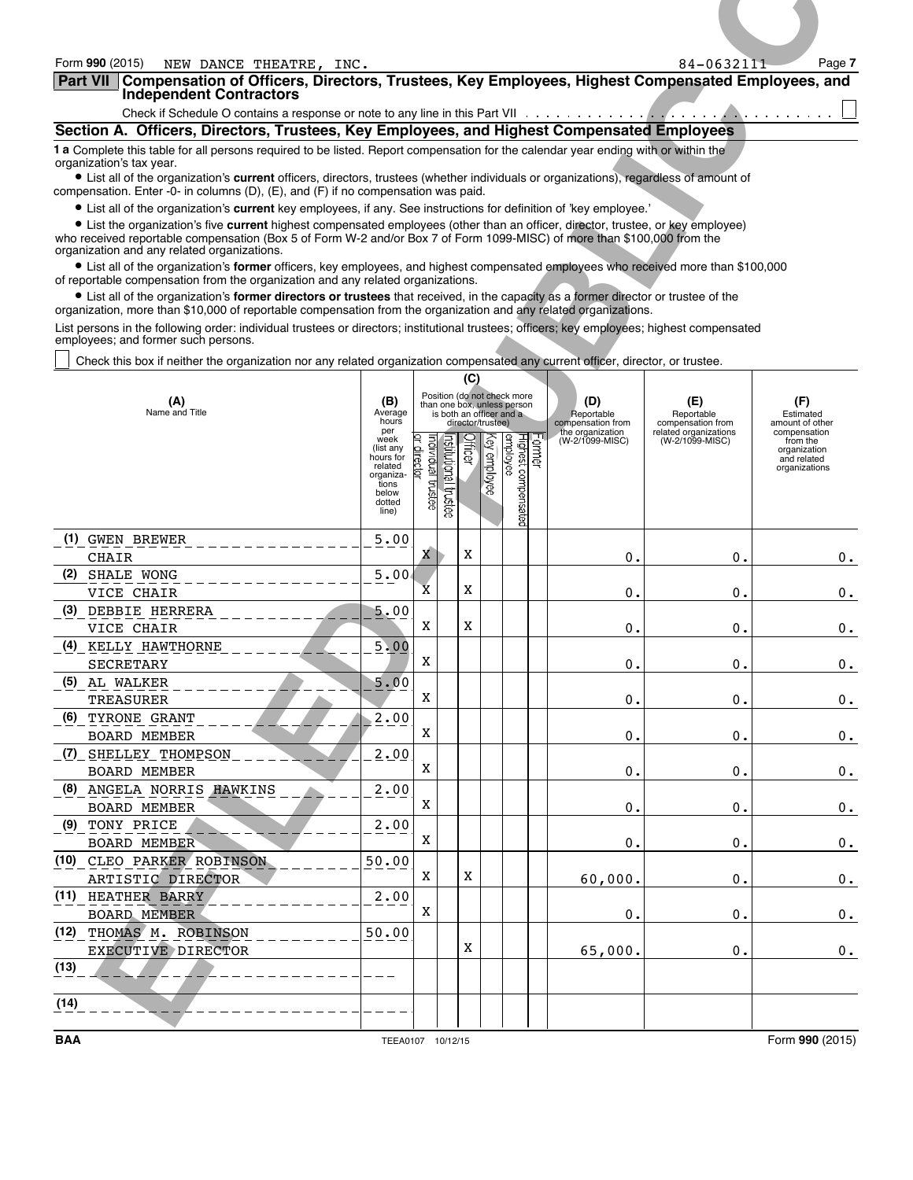Form **990** (2015)    NEW DANCE THEATRE, INC.    84-0632111    Page **7**

## Part VII Compensation of Officers, Directors, Trustees, Key Employees, Highest Compensated Employees, and Independent Contractors

Check if Schedule O contains a response or note to any line in this Part VII ☐

### Section A. Officers, Directors, Trustees, Key Employees, and Highest Compensated Employees

**1 a** Complete this table for all persons required to be listed. Report compensation for the calendar year ending with or within the organization's tax year.

- List all of the organization's **current** officers, directors, trustees (whether individuals or organizations), regardless of amount of compensation. Enter -0- in columns (D), (E), and (F) if no compensation was paid.
- List all of the organization's **current** key employees, if any. See instructions for definition of 'key employee.'
- List the organization's five **current** highest compensated employees (other than an officer, director, trustee, or key employee) who received reportable compensation (Box 5 of Form W-2 and/or Box 7 of Form 1099-MISC) of more than $100,000 from the organization and any related organizations.
- List all of the organization's **former** officers, key employees, and highest compensated employees who received more than $100,000 of reportable compensation from the organization and any related organizations.
- List all of the organization's **former directors or trustees** that received, in the capacity as a former director or trustee of the organization, more than $10,000 of reportable compensation from the organization and any related organizations.

List persons in the following order: individual trustees or directors; institutional trustees; officers; key employees; highest compensated employees; and former such persons.

☐ Check this box if neither the organization nor any related organization compensated any current officer, director, or trustee.

| (A) Name and Title | (B) Average hours per week (list any hours for related organizations below dotted line) | (C) Position (do not check more than one box, unless person is both an officer and a director/trustee): Individual trustee or director | Institutional trustee | Officer | Key employee | Highest compensated employee | Former | (D) Reportable compensation from the organization (W-2/1099-MISC) | (E) Reportable compensation from related organizations (W-2/1099-MISC) | (F) Estimated amount of other compensation from the organization and related organizations |
|---|---|---|---|---|---|---|---|---|---|---|
| (1) GWEN BREWER<br>CHAIR | 5.00 | X | | X | | | | 0. | 0. | 0. |
| (2) SHALE WONG<br>VICE CHAIR | 5.00 | X | | X | | | | 0. | 0. | 0. |
| (3) DEBBIE HERRERA<br>VICE CHAIR | 5.00 | X | | X | | | | 0. | 0. | 0. |
| (4) KELLY HAWTHORNE<br>SECRETARY | 5.00 | X | | | | | | 0. | 0. | 0. |
| (5) AL WALKER<br>TREASURER | 5.00 | X | | | | | | 0. | 0. | 0. |
| (6) TYRONE GRANT<br>BOARD MEMBER | 2.00 | X | | | | | | 0. | 0. | 0. |
| (7) SHELLEY THOMPSON<br>BOARD MEMBER | 2.00 | X | | | | | | 0. | 0. | 0. |
| (8) ANGELA NORRIS HAWKINS<br>BOARD MEMBER | 2.00 | X | | | | | | 0. | 0. | 0. |
| (9) TONY PRICE<br>BOARD MEMBER | 2.00 | X | | | | | | 0. | 0. | 0. |
| (10) CLEO PARKER ROBINSON<br>ARTISTIC DIRECTOR | 50.00 | X | | X | | | | 60,000. | 0. | 0. |
| (11) HEATHER BARRY<br>BOARD MEMBER | 2.00 | X | | | | | | 0. | 0. | 0. |
| (12) THOMAS M. ROBINSON<br>EXECUTIVE DIRECTOR | 50.00 | | | X | | | | 65,000. | 0. | 0. |
| (13) | | | | | | | | | | |
| (14) | | | | | | | | | | |

BAA    TEEA0107 10/12/15    Form **990** (2015)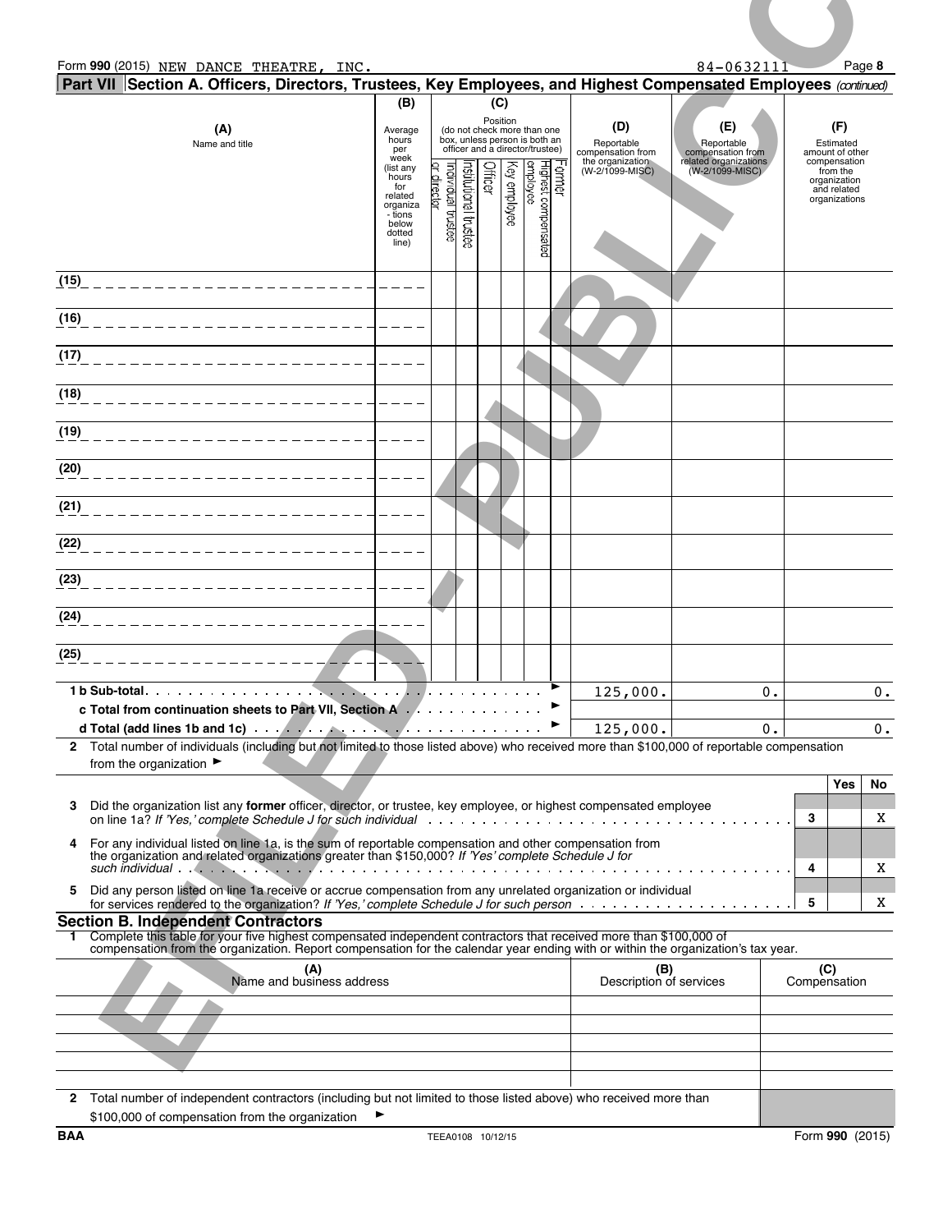Form **990** (2015) NEW DANCE THEATRE, INC. 84-0632111 Page **8**

**Part VII** **Section A. Officers, Directors, Trustees, Key Employees, and Highest Compensated Employees** *(continued)*

| (A) Name and title | (B) Average hours per week (list any hours for related organizations below dotted line) | (C) Position (do not check more than one box, unless person is both an officer and a director/trustee): Individual trustee or director | Institutional trustee | Officer | Key employee | Highest compensated employee | Former | (D) Reportable compensation from the organization (W-2/1099-MISC) | (E) Reportable compensation from related organizations (W-2/1099-MISC) | (F) Estimated amount of other compensation from the organization and related organizations |
|---|---|---|---|---|---|---|---|---|---|---|
| (15) | | | | | | | | | | |
| (16) | | | | | | | | | | |
| (17) | | | | | | | | | | |
| (18) | | | | | | | | | | |
| (19) | | | | | | | | | | |
| (20) | | | | | | | | | | |
| (21) | | | | | | | | | | |
| (22) | | | | | | | | | | |
| (23) | | | | | | | | | | |
| (24) | | | | | | | | | | |
| (25) | | | | | | | | | | |
| **1 b Sub-total** | | | | | | | | 125,000. | 0. | 0. |
| **c Total from continuation sheets to Part VII, Section A** | | | | | | | | | | |
| **d Total (add lines 1b and 1c)** | | | | | | | | 125,000. | 0. | 0. |

**2** Total number of individuals (including but not limited to those listed above) who received more than $100,000 of reportable compensation from the organization ►

| | | | Yes | No |
|---|---|---|---|---|
| **3** | Did the organization list any **former** officer, director, or trustee, key employee, or highest compensated employee on line 1a? *If 'Yes,' complete Schedule J for such individual* | 3 | | X |
| **4** | For any individual listed on line 1a, is the sum of reportable compensation and other compensation from the organization and related organizations greater than $150,000? *If 'Yes' complete Schedule J for such individual* | 4 | | X |
| **5** | Did any person listed on line 1a receive or accrue compensation from any unrelated organization or individual for services rendered to the organization? *If 'Yes,' complete Schedule J for such person* | 5 | | X |

## Section B. Independent Contractors

**1** Complete this table for your five highest compensated independent contractors that received more than $100,000 of compensation from the organization. Report compensation for the calendar year ending with or within the organization's tax year.

| (A) Name and business address | (B) Description of services | (C) Compensation |
|---|---|---|
| | | |
| | | |
| | | |
| | | |
| | | |

**2** Total number of independent contractors (including but not limited to those listed above) who received more than $100,000 of compensation from the organization ►

BAA TEEA0108 10/12/15 Form **990** (2015)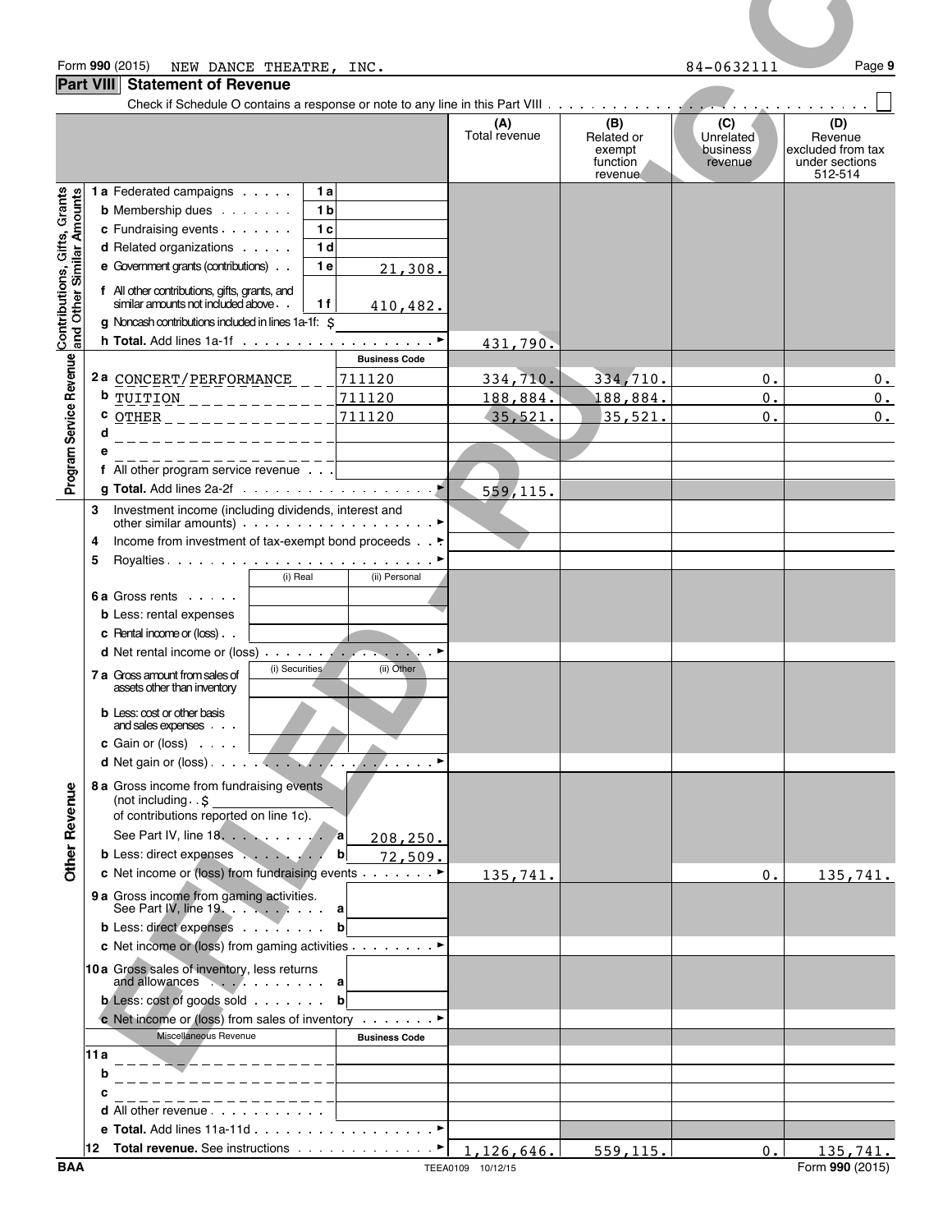Form 990 (2015) NEW DANCE THEATRE, INC. 84-0632111

## Part VIII Statement of Revenue

Check if Schedule O contains a response or note to any line in this Part VIII . . . . . . . . . . . . . . . . . . . . . . . . . . . . . . ☐

| | | | (A) Total revenue | (B) Related or exempt function revenue | (C) Unrelated business revenue | (D) Revenue excluded from tax under sections 512-514 |
|---|---|---|---|---|---|---|
| **Contributions, Gifts, Grants and Other Similar Amounts** | **1a** Federated campaigns . . . . . **1a** | | | | | |
| | **b** Membership dues . . . . . . . **1b** | | | | | |
| | **c** Fundraising events . . . . . . . **1c** | | | | | |
| | **d** Related organizations . . . . . **1d** | | | | | |
| | **e** Government grants (contributions) . . **1e** | 21,308. | | | | |
| | **f** All other contributions, gifts, grants, and similar amounts not included above . . **1f** | 410,482. | | | | |
| | **g** Noncash contributions included in lines 1a-1f: $ | | | | | |
| | **h Total.** Add lines 1a-1f . . . . . . . . . . . . . . . . . . ► | | 431,790. | | | |
| **Program Service Revenue** | | **Business Code** | | | | |
| | **2a** CONCERT/PERFORMANCE | 711120 | 334,710. | 334,710. | 0. | 0. |
| | **b** TUITION | 711120 | 188,884. | 188,884. | 0. | 0. |
| | **c** OTHER | 711120 | 35,521. | 35,521. | 0. | 0. |
| | **d** | | | | | |
| | **e** | | | | | |
| | **f** All other program service revenue . . . | | | | | |
| | **g Total.** Add lines 2a-2f . . . . . . . . . . . . . . . . . . ► | | 559,115. | | | |
| **Other Revenue** | **3** Investment income (including dividends, interest and other similar amounts) . . . . . . . . . . . . . . . . . . ► | | | | | |
| | **4** Income from investment of tax-exempt bond proceeds . . ► | | | | | |
| | **5** Royalties . . . . . . . . . . . . . . . . . . . . . . . . . ► | | | | | |
| | | (i) Real / (ii) Personal | | | | |
| | **6a** Gross rents . . . . . | | | | | |
| | **b** Less: rental expenses | | | | | |
| | **c** Rental income or (loss) . . | | | | | |
| | **d** Net rental income or (loss) . . . . . . . . . . . . . . . . ► | | | | | |
| | | (i) Securities / (ii) Other | | | | |
| | **7a** Gross amount from sales of assets other than inventory | | | | | |
| | **b** Less: cost or other basis and sales expenses . . . | | | | | |
| | **c** Gain or (loss) . . . . | | | | | |
| | **d** Net gain or (loss) . . . . . . . . . . . . . . . . . . . . ► | | | | | |
| | **8a** Gross income from fundraising events (not including . . $ of contributions reported on line 1c). See Part IV, line 18. . . . . . . . . . **a** | 208,250. | | | | |
| | **b** Less: direct expenses . . . . . . . **b** | 72,509. | | | | |
| | **c** Net income or (loss) from fundraising events . . . . . . . ► | | 135,741. | | 0. | 135,741. |
| | **9a** Gross income from gaming activities. See Part IV, line 19. . . . . . . . . . **a** | | | | | |
| | **b** Less: direct expenses . . . . . . . . **b** | | | | | |
| | **c** Net income or (loss) from gaming activities . . . . . . . . ► | | | | | |
| | **10a** Gross sales of inventory, less returns and allowances . . . . . . . . . . . **a** | | | | | |
| | **b** Less: cost of goods sold . . . . . . . **b** | | | | | |
| | **c** Net income or (loss) from sales of inventory . . . . . . . ► | | | | | |
| | Miscellaneous Revenue | **Business Code** | | | | |
| | **11a** | | | | | |
| | **b** | | | | | |
| | **c** | | | | | |
| | **d** All other revenue . . . . . . . . . . . | | | | | |
| | **e Total.** Add lines 11a-11d . . . . . . . . . . . . . . . . ► | | | | | |
| | **12 Total revenue.** See instructions . . . . . . . . . . . . . ► | | 1,126,646. | 559,115. | 0. | 135,741. |

BAA TEEA0109 10/12/15 Form **990** (2015)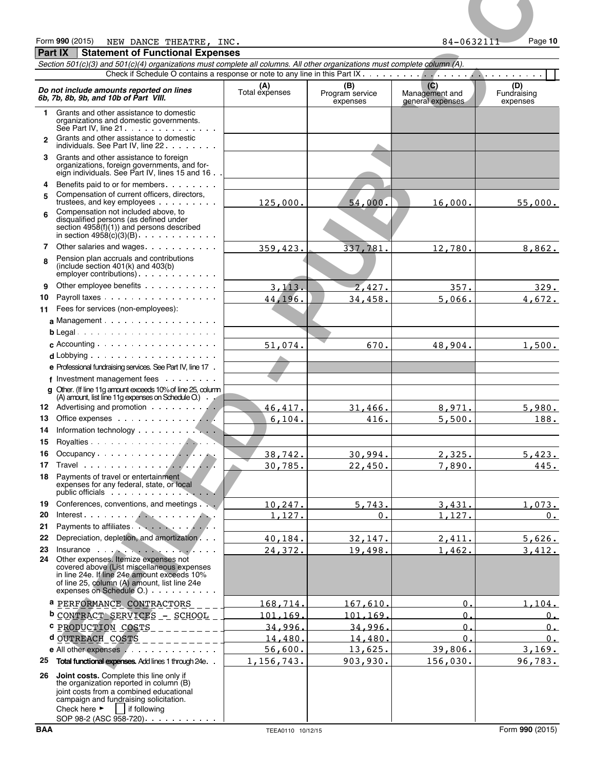Form **990** (2015) NEW DANCE THEATRE, INC. 84-0632111 Page **10**

## Part IX Statement of Functional Expenses

*Section 501(c)(3) and 501(c)(4) organizations must complete all columns. All other organizations must complete column (A).*

Check if Schedule O contains a response or note to any line in this Part IX . . . . . . . . . . . . . . . . . . . . . . . . . ☐

| *Do not include amounts reported on lines 6b, 7b, 8b, 9b, and 10b of Part VIII.* | (A) Total expenses | (B) Program service expenses | (C) Management and general expenses | (D) Fundraising expenses |
|---|---|---|---|---|
| **1** Grants and other assistance to domestic organizations and domestic governments. See Part IV, line 21 | | | | |
| **2** Grants and other assistance to domestic individuals. See Part IV, line 22 | | | | |
| **3** Grants and other assistance to foreign organizations, foreign governments, and foreign individuals. See Part IV, lines 15 and 16 | | | | |
| **4** Benefits paid to or for members | | | | |
| **5** Compensation of current officers, directors, trustees, and key employees | 125,000. | 54,000. | 16,000. | 55,000. |
| **6** Compensation not included above, to disqualified persons (as defined under section 4958(f)(1)) and persons described in section 4958(c)(3)(B) | | | | |
| **7** Other salaries and wages | 359,423. | 337,781. | 12,780. | 8,862. |
| **8** Pension plan accruals and contributions (include section 401(k) and 403(b) employer contributions) | | | | |
| **9** Other employee benefits | 3,113. | 2,427. | 357. | 329. |
| **10** Payroll taxes | 44,196. | 34,458. | 5,066. | 4,672. |
| **11** Fees for services (non-employees): | | | | |
| **a** Management | | | | |
| **b** Legal | | | | |
| **c** Accounting | 51,074. | 670. | 48,904. | 1,500. |
| **d** Lobbying | | | | |
| **e** Professional fundraising services. See Part IV, line 17 | | | | |
| **f** Investment management fees | | | | |
| **g** Other. (If line 11g amount exceeds 10% of line 25, column (A) amount, list line 11g expenses on Schedule O.) | | | | |
| **12** Advertising and promotion | 46,417. | 31,466. | 8,971. | 5,980. |
| **13** Office expenses | 6,104. | 416. | 5,500. | 188. |
| **14** Information technology | | | | |
| **15** Royalties | | | | |
| **16** Occupancy | 38,742. | 30,994. | 2,325. | 5,423. |
| **17** Travel | 30,785. | 22,450. | 7,890. | 445. |
| **18** Payments of travel or entertainment expenses for any federal, state, or local public officials | | | | |
| **19** Conferences, conventions, and meetings | 10,247. | 5,743. | 3,431. | 1,073. |
| **20** Interest | 1,127. | 0. | 1,127. | 0. |
| **21** Payments to affiliates | | | | |
| **22** Depreciation, depletion, and amortization | 40,184. | 32,147. | 2,411. | 5,626. |
| **23** Insurance | 24,372. | 19,498. | 1,462. | 3,412. |
| **24** Other expenses. Itemize expenses not covered above (List miscellaneous expenses in line 24e. If line 24e amount exceeds 10% of line 25, column (A) amount, list line 24e expenses on Schedule O.) | | | | |
| **a** PERFORMANCE CONTRACTORS | 168,714. | 167,610. | 0. | 1,104. |
| **b** CONTRACT SERVICES - SCHOOL | 101,169. | 101,169. | 0. | 0. |
| **c** PRODUCTION COSTS | 34,996. | 34,996. | 0. | 0. |
| **d** OUTREACH COSTS | 14,480. | 14,480. | 0. | 0. |
| **e** All other expenses | 56,600. | 13,625. | 39,806. | 3,169. |
| **25** **Total functional expenses.** Add lines 1 through 24e | 1,156,743. | 903,930. | 156,030. | 96,783. |
| **26** **Joint costs.** Complete this line only if the organization reported in column (B) joint costs from a combined educational campaign and fundraising solicitation. Check here ► ☐ if following SOP 98-2 (ASC 958-720) | | | | |

BAA TEEA0110 10/12/15 Form **990** (2015)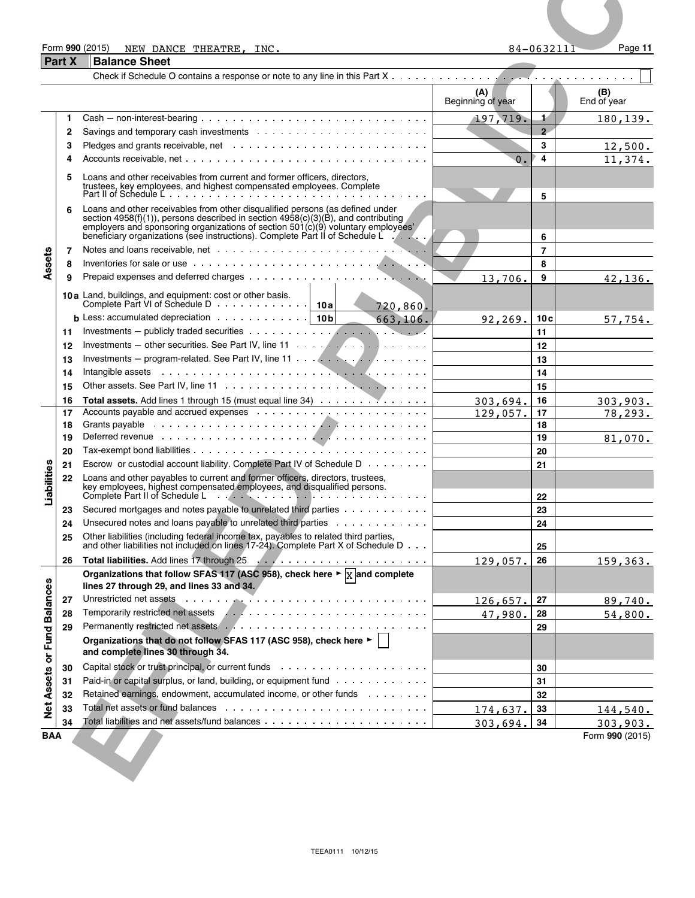Form 990 (2015) NEW DANCE THEATRE, INC. 84-0632111 Page 11

## Part X Balance Sheet

Check if Schedule O contains a response or note to any line in this Part X . . . ☐

| | | | (A) Beginning of year | | (B) End of year |
|---|---|---|---|---|---|
| **Assets** | 1 | Cash — non-interest-bearing | 197,719. | 1 | 180,139. |
| | 2 | Savings and temporary cash investments | | 2 | |
| | 3 | Pledges and grants receivable, net | | 3 | 12,500. |
| | 4 | Accounts receivable, net | 0. | 4 | 11,374. |
| | 5 | Loans and other receivables from current and former officers, directors, trustees, key employees, and highest compensated employees. Complete Part II of Schedule L | | 5 | |
| | 6 | Loans and other receivables from other disqualified persons (as defined under section 4958(f)(1)), persons described in section 4958(c)(3)(B), and contributing employers and sponsoring organizations of section 501(c)(9) voluntary employees' beneficiary organizations (see instructions). Complete Part II of Schedule L | | 6 | |
| | 7 | Notes and loans receivable, net | | 7 | |
| | 8 | Inventories for sale or use | | 8 | |
| | 9 | Prepaid expenses and deferred charges | 13,706. | 9 | 42,136. |
| | 10a | Land, buildings, and equipment: cost or other basis. Complete Part VI of Schedule D . . . 10a 720,860. | | | |
| | b | Less: accumulated depreciation . . . 10b 663,106. | 92,269. | 10c | 57,754. |
| | 11 | Investments — publicly traded securities | | 11 | |
| | 12 | Investments — other securities. See Part IV, line 11 | | 12 | |
| | 13 | Investments — program-related. See Part IV, line 11 | | 13 | |
| | 14 | Intangible assets | | 14 | |
| | 15 | Other assets. See Part IV, line 11 | | 15 | |
| | 16 | **Total assets.** Add lines 1 through 15 (must equal line 34) | 303,694. | 16 | 303,903. |
| **Liabilities** | 17 | Accounts payable and accrued expenses | 129,057. | 17 | 78,293. |
| | 18 | Grants payable | | 18 | |
| | 19 | Deferred revenue | | 19 | 81,070. |
| | 20 | Tax-exempt bond liabilities | | 20 | |
| | 21 | Escrow or custodial account liability. Complete Part IV of Schedule D | | 21 | |
| | 22 | Loans and other payables to current and former officers, directors, trustees, key employees, highest compensated employees, and disqualified persons. Complete Part II of Schedule L | | 22 | |
| | 23 | Secured mortgages and notes payable to unrelated third parties | | 23 | |
| | 24 | Unsecured notes and loans payable to unrelated third parties | | 24 | |
| | 25 | Other liabilities (including federal income tax, payables to related third parties, and other liabilities not included on lines 17-24). Complete Part X of Schedule D | | 25 | |
| | 26 | **Total liabilities.** Add lines 17 through 25 | 129,057. | 26 | 159,363. |
| **Net Assets or Fund Balances** | | **Organizations that follow SFAS 117 (ASC 958), check here ► ☒ and complete lines 27 through 29, and lines 33 and 34.** | | | |
| | 27 | Unrestricted net assets | 126,657. | 27 | 89,740. |
| | 28 | Temporarily restricted net assets | 47,980. | 28 | 54,800. |
| | 29 | Permanently restricted net assets | | 29 | |
| | | **Organizations that do not follow SFAS 117 (ASC 958), check here ► ☐ and complete lines 30 through 34.** | | | |
| | 30 | Capital stock or trust principal, or current funds | | 30 | |
| | 31 | Paid-in or capital surplus, or land, building, or equipment fund | | 31 | |
| | 32 | Retained earnings, endowment, accumulated income, or other funds | | 32 | |
| | 33 | Total net assets or fund balances | 174,637. | 33 | 144,540. |
| | 34 | Total liabilities and net assets/fund balances | 303,694. | 34 | 303,903. |

BAA Form 990 (2015)

TEEA0111 10/12/15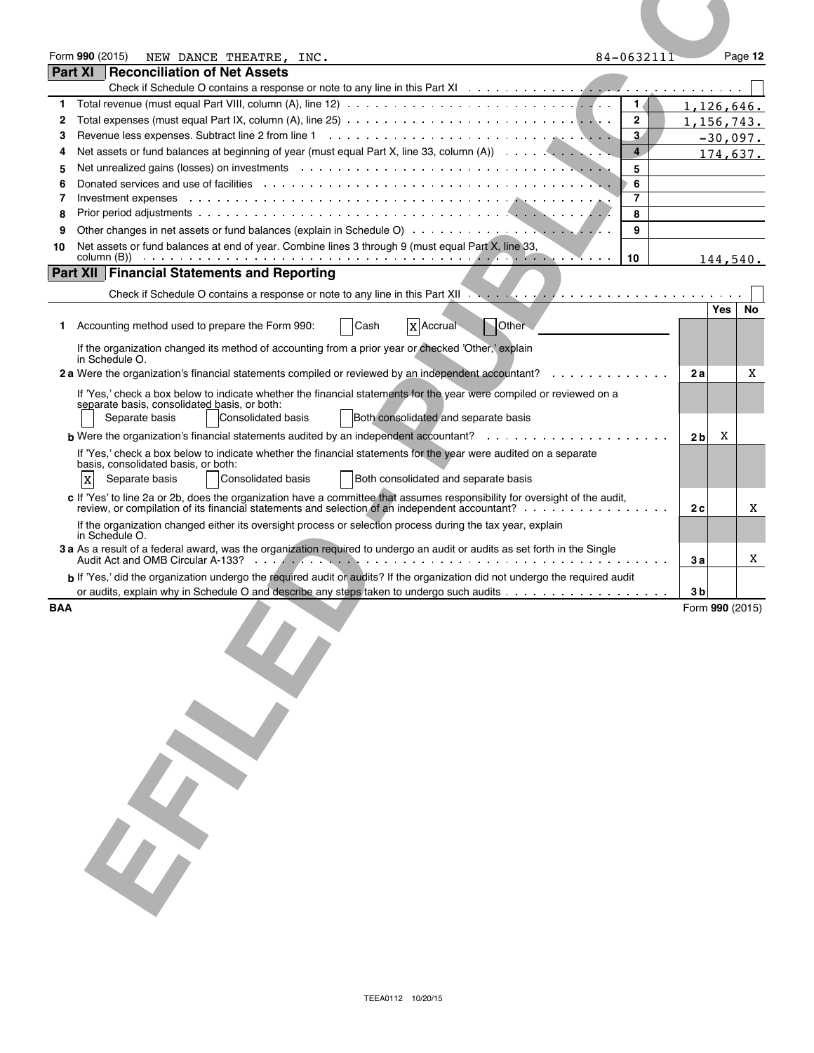Form 990 (2015) NEW DANCE THEATRE, INC. 84-0632111 Page 12

## Part XI Reconciliation of Net Assets

Check if Schedule O contains a response or note to any line in this Part XI ☐

| | | | |
|---|---|---|---|
| 1 | Total revenue (must equal Part VIII, column (A), line 12) | 1 | 1,126,646. |
| 2 | Total expenses (must equal Part IX, column (A), line 25) | 2 | 1,156,743. |
| 3 | Revenue less expenses. Subtract line 2 from line 1 | 3 | -30,097. |
| 4 | Net assets or fund balances at beginning of year (must equal Part X, line 33, column (A)) | 4 | 174,637. |
| 5 | Net unrealized gains (losses) on investments | 5 | |
| 6 | Donated services and use of facilities | 6 | |
| 7 | Investment expenses | 7 | |
| 8 | Prior period adjustments | 8 | |
| 9 | Other changes in net assets or fund balances (explain in Schedule O) | 9 | |
| 10 | Net assets or fund balances at end of year. Combine lines 3 through 9 (must equal Part X, line 33, column (B)) | 10 | 144,540. |

## Part XII Financial Statements and Reporting

Check if Schedule O contains a response or note to any line in this Part XII ☐

| | | | Yes | No |
|---|---|---|---|---|
| 1 | Accounting method used to prepare the Form 990: ☐ Cash ☒ Accrual ☐ Other | | | |
| | If the organization changed its method of accounting from a prior year or checked 'Other,' explain in Schedule O. | | | |
| 2a | Were the organization's financial statements compiled or reviewed by an independent accountant? | 2a | | X |
| | If 'Yes,' check a box below to indicate whether the financial statements for the year were compiled or reviewed on a separate basis, consolidated basis, or both: ☐ Separate basis ☐ Consolidated basis ☐ Both consolidated and separate basis | | | |
| b | Were the organization's financial statements audited by an independent accountant? | 2b | X | |
| | If 'Yes,' check a box below to indicate whether the financial statements for the year were audited on a separate basis, consolidated basis, or both: ☒ Separate basis ☐ Consolidated basis ☐ Both consolidated and separate basis | | | |
| c | If 'Yes' to line 2a or 2b, does the organization have a committee that assumes responsibility for oversight of the audit, review, or compilation of its financial statements and selection of an independent accountant? | 2c | | X |
| | If the organization changed either its oversight process or selection process during the tax year, explain in Schedule O. | | | |
| 3a | As a result of a federal award, was the organization required to undergo an audit or audits as set forth in the Single Audit Act and OMB Circular A-133? | 3a | | X |
| b | If 'Yes,' did the organization undergo the required audit or audits? If the organization did not undergo the required audit or audits, explain why in Schedule O and describe any steps taken to undergo such audits | 3b | | |

BAA Form 990 (2015)

TEEA0112 10/20/15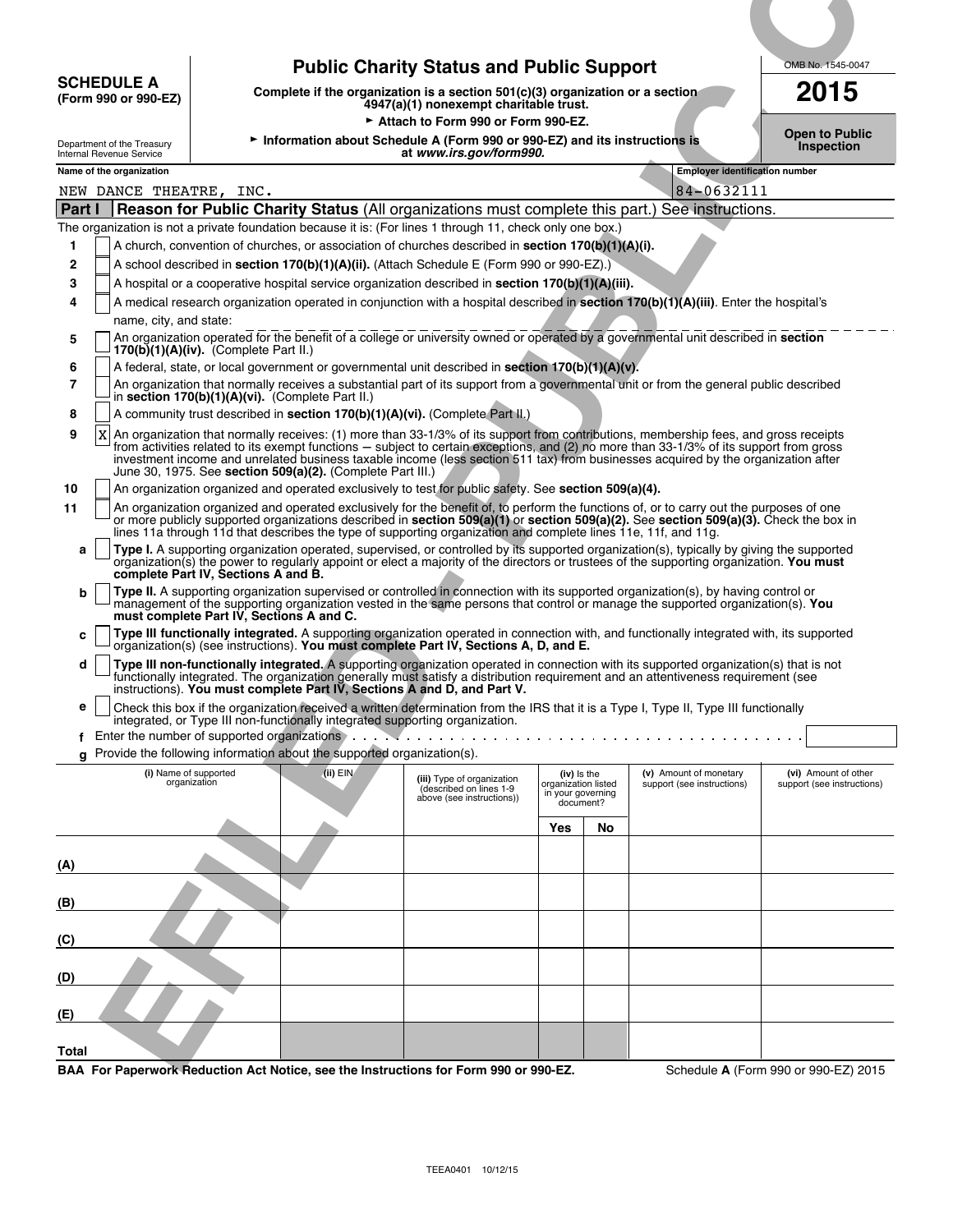**SCHEDULE A**
**(Form 990 or 990-EZ)**

Department of the Treasury
Internal Revenue Service

# Public Charity Status and Public Support

**Complete if the organization is a section 501(c)(3) organization or a section 4947(a)(1) nonexempt charitable trust.**

► **Attach to Form 990 or Form 990-EZ.**

► **Information about Schedule A (Form 990 or 990-EZ) and its instructions is at *www.irs.gov/form990.***

OMB No. 1545-0047

**2015**

**Open to Public Inspection**

| Name of the organization | Employer identification number |
|---|---|
| NEW DANCE THEATRE, INC. | 84-0632111 |

## Part I — Reason for Public Charity Status (All organizations must complete this part.) See instructions.

The organization is not a private foundation because it is: (For lines 1 through 11, check only one box.)

1. [ ] A church, convention of churches, or association of churches described in **section 170(b)(1)(A)(i).**
2. [ ] A school described in **section 170(b)(1)(A)(ii).** (Attach Schedule E (Form 990 or 990-EZ).)
3. [ ] A hospital or a cooperative hospital service organization described in **section 170(b)(1)(A)(iii).**
4. [ ] A medical research organization operated in conjunction with a hospital described in **section 170(b)(1)(A)(iii)**. Enter the hospital's name, city, and state:
5. [ ] An organization operated for the benefit of a college or university owned or operated by a governmental unit described in **section 170(b)(1)(A)(iv).** (Complete Part II.)
6. [ ] A federal, state, or local government or governmental unit described in **section 170(b)(1)(A)(v).**
7. [ ] An organization that normally receives a substantial part of its support from a governmental unit or from the general public described in **section 170(b)(1)(A)(vi).** (Complete Part II.)
8. [ ] A community trust described in **section 170(b)(1)(A)(vi).** (Complete Part II.)
9. [X] An organization that normally receives: (1) more than 33-1/3% of its support from contributions, membership fees, and gross receipts from activities related to its exempt functions – subject to certain exceptions, and (2) no more than 33-1/3% of its support from gross investment income and unrelated business taxable income (less section 511 tax) from businesses acquired by the organization after June 30, 1975. See **section 509(a)(2).** (Complete Part III.)
10. [ ] An organization organized and operated exclusively to test for public safety. See **section 509(a)(4).**
11. [ ] An organization organized and operated exclusively for the benefit of, to perform the functions of, or to carry out the purposes of one or more publicly supported organizations described in **section 509(a)(1)** or **section 509(a)(2).** See **section 509(a)(3).** Check the box in lines 11a through 11d that describes the type of supporting organization and complete lines 11e, 11f, and 11g.
    - **a** [ ] **Type I.** A supporting organization operated, supervised, or controlled by its supported organization(s), typically by giving the supported organization(s) the power to regularly appoint or elect a majority of the directors or trustees of the supporting organization. **You must complete Part IV, Sections A and B.**
    - **b** [ ] **Type II.** A supporting organization supervised or controlled in connection with its supported organization(s), by having control or management of the supporting organization vested in the same persons that control or manage the supported organization(s). **You must complete Part IV, Sections A and C.**
    - **c** [ ] **Type III functionally integrated.** A supporting organization operated in connection with, and functionally integrated with, its supported organization(s) (see instructions). **You must complete Part IV, Sections A, D, and E.**
    - **d** [ ] **Type III non-functionally integrated.** A supporting organization operated in connection with its supported organization(s) that is not functionally integrated. The organization generally must satisfy a distribution requirement and an attentiveness requirement (see instructions). **You must complete Part IV, Sections A and D, and Part V.**
    - **e** [ ] Check this box if the organization received a written determination from the IRS that it is a Type I, Type II, Type III functionally integrated, or Type III non-functionally integrated supporting organization.
    - **f** Enter the number of supported organizations
    - **g** Provide the following information about the supported organization(s).

| | (i) Name of supported organization | (ii) EIN | (iii) Type of organization (described on lines 1-9 above (see instructions)) | (iv) Is the organization listed in your governing document? Yes | No | (v) Amount of monetary support (see instructions) | (vi) Amount of other support (see instructions) |
|---|---|---|---|---|---|---|---|
| (A) | | | | | | | |
| (B) | | | | | | | |
| (C) | | | | | | | |
| (D) | | | | | | | |
| (E) | | | | | | | |
| Total | | | | | | | |

**BAA For Paperwork Reduction Act Notice, see the Instructions for Form 990 or 990-EZ.** Schedule **A** (Form 990 or 990-EZ) 2015

TEEA0401 10/12/15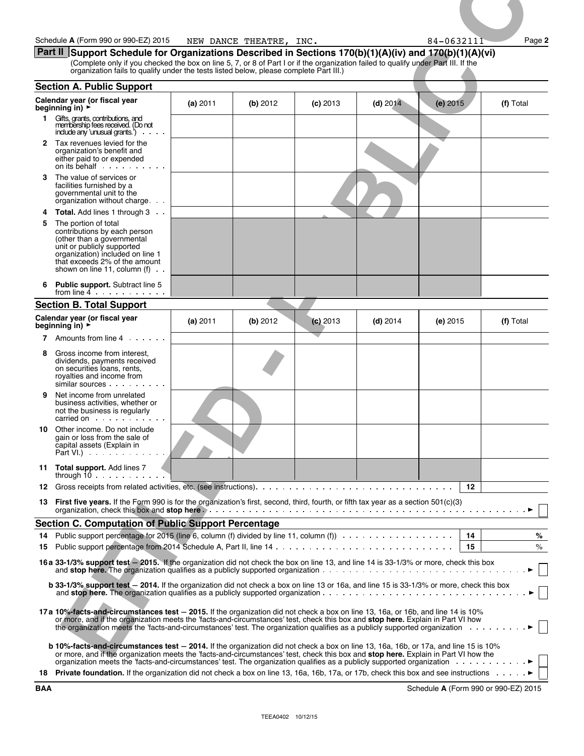Schedule A (Form 990 or 990-EZ) 2015 NEW DANCE THEATRE, INC. 84-0632111 Page 2

## Part II Support Schedule for Organizations Described in Sections 170(b)(1)(A)(iv) and 170(b)(1)(A)(vi)

(Complete only if you checked the box on line 5, 7, or 8 of Part I or if the organization failed to qualify under Part III. If the organization fails to qualify under the tests listed below, please complete Part III.)

### Section A. Public Support

| Calendar year (or fiscal year beginning in) ► | (a) 2011 | (b) 2012 | (c) 2013 | (d) 2014 | (e) 2015 | (f) Total |
|---|---|---|---|---|---|---|
| 1 Gifts, grants, contributions, and membership fees received. (Do not include any 'unusual grants.') | | | | | | |
| 2 Tax revenues levied for the organization's benefit and either paid to or expended on its behalf | | | | | | |
| 3 The value of services or facilities furnished by a governmental unit to the organization without charge | | | | | | |
| 4 **Total.** Add lines 1 through 3 | | | | | | |
| 5 The portion of total contributions by each person (other than a governmental unit or publicly supported organization) included on line 1 that exceeds 2% of the amount shown on line 11, column (f) | | | | | | |
| 6 **Public support.** Subtract line 5 from line 4 | | | | | | |

### Section B. Total Support

| Calendar year (or fiscal year beginning in) ► | (a) 2011 | (b) 2012 | (c) 2013 | (d) 2014 | (e) 2015 | (f) Total |
|---|---|---|---|---|---|---|
| 7 Amounts from line 4 | | | | | | |
| 8 Gross income from interest, dividends, payments received on securities loans, rents, royalties and income from similar sources | | | | | | |
| 9 Net income from unrelated business activities, whether or not the business is regularly carried on | | | | | | |
| 10 Other income. Do not include gain or loss from the sale of capital assets (Explain in Part VI.) | | | | | | |
| 11 **Total support.** Add lines 7 through 10 | | | | | | |

12 Gross receipts from related activities, etc. (see instructions). 12

13 **First five years.** If the Form 990 is for the organization's first, second, third, fourth, or fifth tax year as a section 501(c)(3) organization, check this box and **stop here** ► ☐

### Section C. Computation of Public Support Percentage

14 Public support percentage for 2015 (line 6, column (f) divided by line 11, column (f)) 14 %

15 Public support percentage from 2014 Schedule A, Part II, line 14 15 %

**16a 33-1/3% support test — 2015.** If the organization did not check the box on line 13, and line 14 is 33-1/3% or more, check this box and **stop here.** The organization qualifies as a publicly supported organization ► ☐

**b 33-1/3% support test — 2014.** If the organization did not check a box on line 13 or 16a, and line 15 is 33-1/3% or more, check this box and **stop here.** The organization qualifies as a publicly supported organization ► ☐

**17a 10%-facts-and-circumstances test — 2015.** If the organization did not check a box on line 13, 16a, or 16b, and line 14 is 10% or more, and if the organization meets the 'facts-and-circumstances' test, check this box and **stop here.** Explain in Part VI how the organization meets the 'facts-and-circumstances' test. The organization qualifies as a publicly supported organization ► ☐

**b 10%-facts-and-circumstances test — 2014.** If the organization did not check a box on line 13, 16a, 16b, or 17a, and line 15 is 10% or more, and if the organization meets the 'facts-and-circumstances' test, check this box and **stop here.** Explain in Part VI how the organization meets the 'facts-and-circumstances' test. The organization qualifies as a publicly supported organization ► ☐

18 **Private foundation.** If the organization did not check a box on line 13, 16a, 16b, 17a, or 17b, check this box and see instructions ► ☐

BAA Schedule A (Form 990 or 990-EZ) 2015

TEEA0402 10/12/15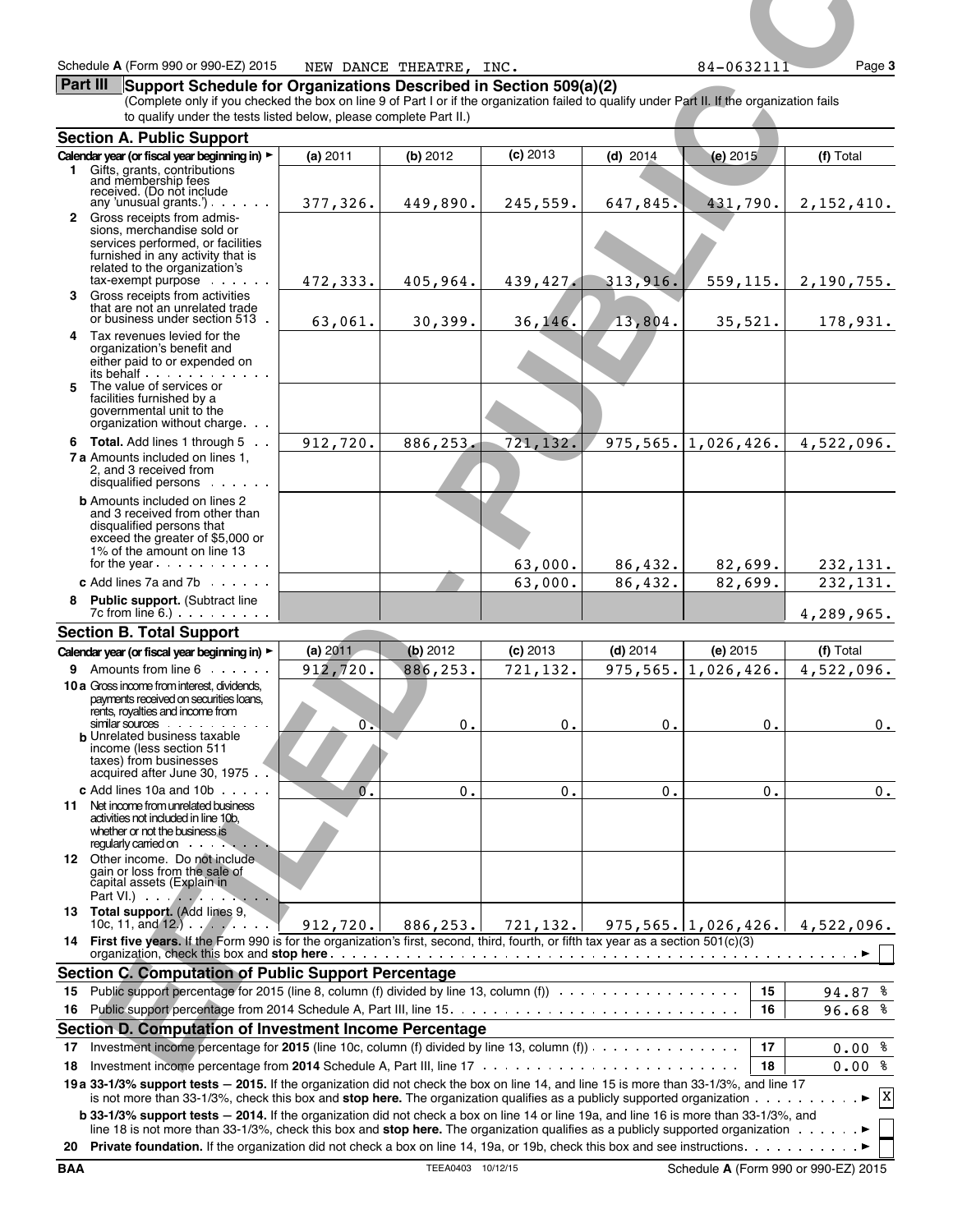Schedule A (Form 990 or 990-EZ) 2015 NEW DANCE THEATRE, INC. 84-0632111 Page 3

## Part III Support Schedule for Organizations Described in Section 509(a)(2)

(Complete only if you checked the box on line 9 of Part I or if the organization failed to qualify under Part II. If the organization fails to qualify under the tests listed below, please complete Part II.)

### Section A. Public Support

| Calendar year (or fiscal year beginning in) ► | (a) 2011 | (b) 2012 | (c) 2013 | (d) 2014 | (e) 2015 | (f) Total |
|---|---|---|---|---|---|---|
| 1 Gifts, grants, contributions and membership fees received. (Do not include any 'unusual grants.') | 377,326. | 449,890. | 245,559. | 647,845. | 431,790. | 2,152,410. |
| 2 Gross receipts from admissions, merchandise sold or services performed, or facilities furnished in any activity that is related to the organization's tax-exempt purpose | 472,333. | 405,964. | 439,427. | 313,916. | 559,115. | 2,190,755. |
| 3 Gross receipts from activities that are not an unrelated trade or business under section 513 | 63,061. | 30,399. | 36,146. | 13,804. | 35,521. | 178,931. |
| 4 Tax revenues levied for the organization's benefit and either paid to or expended on its behalf | | | | | | |
| 5 The value of services or facilities furnished by a governmental unit to the organization without charge | | | | | | |
| 6 **Total.** Add lines 1 through 5 | 912,720. | 886,253. | 721,132. | 975,565. | 1,026,426. | 4,522,096. |
| 7a Amounts included on lines 1, 2, and 3 received from disqualified persons | | | | | | |
| b Amounts included on lines 2 and 3 received from other than disqualified persons that exceed the greater of $5,000 or 1% of the amount on line 13 for the year | | | 63,000. | 86,432. | 82,699. | 232,131. |
| c Add lines 7a and 7b | | | 63,000. | 86,432. | 82,699. | 232,131. |
| 8 **Public support.** (Subtract line 7c from line 6.) | | | | | | 4,289,965. |

### Section B. Total Support

| Calendar year (or fiscal year beginning in) ► | (a) 2011 | (b) 2012 | (c) 2013 | (d) 2014 | (e) 2015 | (f) Total |
|---|---|---|---|---|---|---|
| 9 Amounts from line 6 | 912,720. | 886,253. | 721,132. | 975,565. | 1,026,426. | 4,522,096. |
| 10a Gross income from interest, dividends, payments received on securities loans, rents, royalties and income from similar sources | 0. | 0. | 0. | 0. | 0. | 0. |
| b Unrelated business taxable income (less section 511 taxes) from businesses acquired after June 30, 1975 | | | | | | |
| c Add lines 10a and 10b | 0. | 0. | 0. | 0. | 0. | 0. |
| 11 Net income from unrelated business activities not included in line 10b, whether or not the business is regularly carried on | | | | | | |
| 12 Other income. Do not include gain or loss from the sale of capital assets (Explain in Part VI.) | | | | | | |
| 13 **Total support.** (Add lines 9, 10c, 11, and 12.) | 912,720. | 886,253. | 721,132. | 975,565. | 1,026,426. | 4,522,096. |

14 **First five years.** If the Form 990 is for the organization's first, second, third, fourth, or fifth tax year as a section 501(c)(3) organization, check this box and **stop here** ► ☐

### Section C. Computation of Public Support Percentage

| | | | |
|---|---|---|---|
| 15 | Public support percentage for 2015 (line 8, column (f) divided by line 13, column (f)) | 15 | 94.87 % |
| 16 | Public support percentage from 2014 Schedule A, Part III, line 15 | 16 | 96.68 % |

### Section D. Computation of Investment Income Percentage

| | | | |
|---|---|---|---|
| 17 | Investment income percentage for **2015** (line 10c, column (f) divided by line 13, column (f)) | 17 | 0.00 % |
| 18 | Investment income percentage from **2014** Schedule A, Part III, line 17 | 18 | 0.00 % |

19a **33-1/3% support tests — 2015.** If the organization did not check the box on line 14, and line 15 is more than 33-1/3%, and line 17 is not more than 33-1/3%, check this box and **stop here.** The organization qualifies as a publicly supported organization ► ☒

b **33-1/3% support tests — 2014.** If the organization did not check a box on line 14 or line 19a, and line 16 is more than 33-1/3%, and line 18 is not more than 33-1/3%, check this box and **stop here.** The organization qualifies as a publicly supported organization ► ☐

20 **Private foundation.** If the organization did not check a box on line 14, 19a, or 19b, check this box and see instructions ► ☐

BAA TEEA0403 10/12/15 Schedule A (Form 990 or 990-EZ) 2015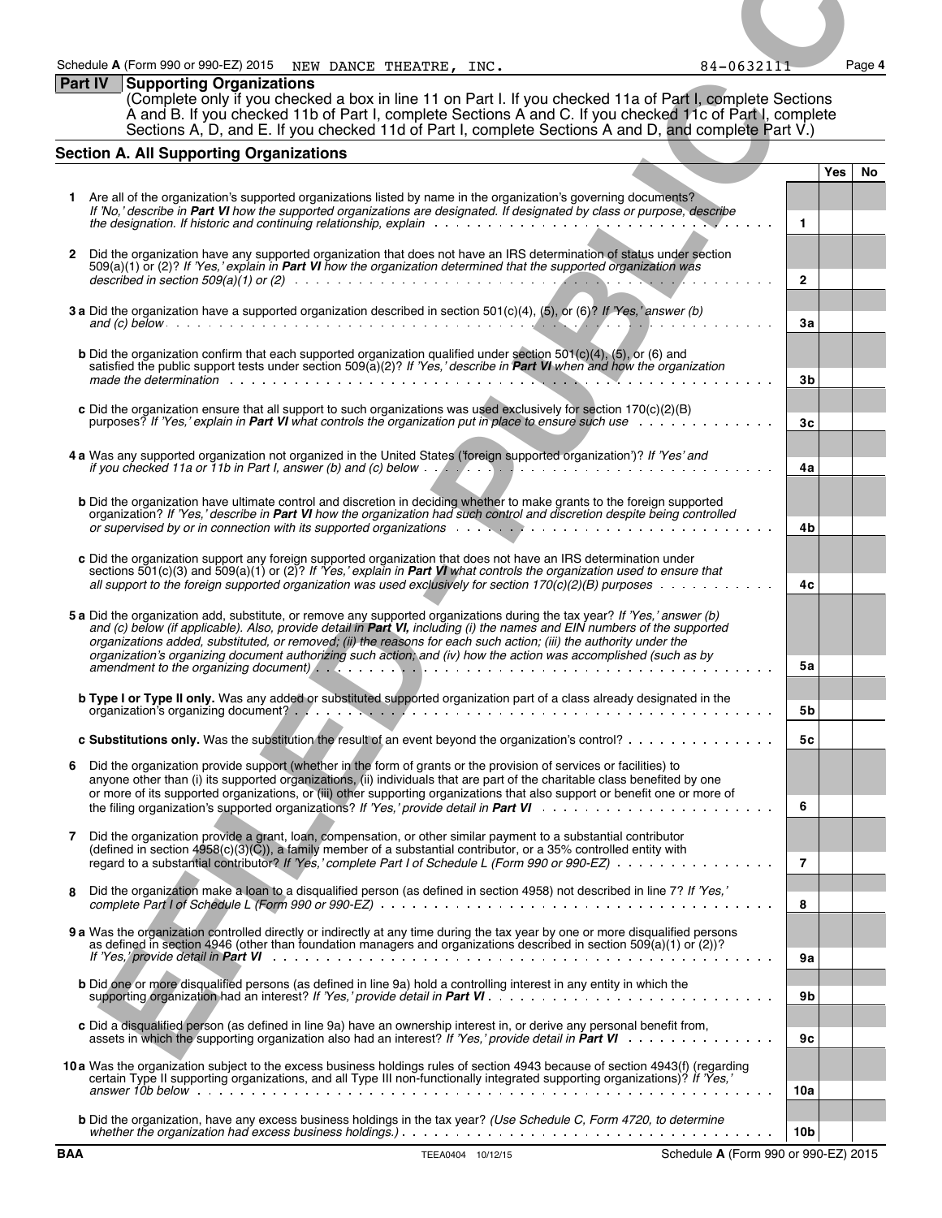Schedule A (Form 990 or 990-EZ) 2015 NEW DANCE THEATRE, INC. 84-0632111

**Part IV Supporting Organizations**

(Complete only if you checked a box in line 11 on Part I. If you checked 11a of Part I, complete Sections A and B. If you checked 11b of Part I, complete Sections A and C. If you checked 11c of Part I, complete Sections A, D, and E. If you checked 11d of Part I, complete Sections A and D, and complete Part V.)

## Section A. All Supporting Organizations

| | | | Yes | No |
|---|---|---|---|---|
| 1 | Are all of the organization's supported organizations listed by name in the organization's governing documents? *If 'No,' describe in **Part VI** how the supported organizations are designated. If designated by class or purpose, describe the designation. If historic and continuing relationship, explain* | 1 | | |
| 2 | Did the organization have any supported organization that does not have an IRS determination of status under section 509(a)(1) or (2)? *If 'Yes,' explain in **Part VI** how the organization determined that the supported organization was described in section 509(a)(1) or (2)* | 2 | | |
| 3a | Did the organization have a supported organization described in section 501(c)(4), (5), or (6)? *If 'Yes,' answer (b) and (c) below* | 3a | | |
| b | Did the organization confirm that each supported organization qualified under section 501(c)(4), (5), or (6) and satisfied the public support tests under section 509(a)(2)? *If 'Yes,' describe in **Part VI** when and how the organization made the determination* | 3b | | |
| c | Did the organization ensure that all support to such organizations was used exclusively for section 170(c)(2)(B) purposes? *If 'Yes,' explain in **Part VI** what controls the organization put in place to ensure such use* | 3c | | |
| 4a | Was any supported organization not organized in the United States ('foreign supported organization')? *If 'Yes' and if you checked 11a or 11b in Part I, answer (b) and (c) below* | 4a | | |
| b | Did the organization have ultimate control and discretion in deciding whether to make grants to the foreign supported organization? *If 'Yes,' describe in **Part VI** how the organization had such control and discretion despite being controlled or supervised by or in connection with its supported organizations* | 4b | | |
| c | Did the organization support any foreign supported organization that does not have an IRS determination under sections 501(c)(3) and 509(a)(1) or (2)? *If 'Yes,' explain in **Part VI** what controls the organization used to ensure that all support to the foreign supported organization was used exclusively for section 170(c)(2)(B) purposes* | 4c | | |
| 5a | Did the organization add, substitute, or remove any supported organizations during the tax year? *If 'Yes,' answer (b) and (c) below (if applicable). Also, provide detail in **Part VI,** including (i) the names and EIN numbers of the supported organizations added, substituted, or removed; (ii) the reasons for each such action; (iii) the authority under the organization's organizing document authorizing such action; and (iv) how the action was accomplished (such as by amendment to the organizing document)* | 5a | | |
| b | **Type I or Type II only.** Was any added or substituted supported organization part of a class already designated in the organization's organizing document? | 5b | | |
| c | **Substitutions only.** Was the substitution the result of an event beyond the organization's control? | 5c | | |
| 6 | Did the organization provide support (whether in the form of grants or the provision of services or facilities) to anyone other than (i) its supported organizations, (ii) individuals that are part of the charitable class benefited by one or more of its supported organizations, or (iii) other supporting organizations that also support or benefit one or more of the filing organization's supported organizations? *If 'Yes,' provide detail in **Part VI*** | 6 | | |
| 7 | Did the organization provide a grant, loan, compensation, or other similar payment to a substantial contributor (defined in section 4958(c)(3)(C)), a family member of a substantial contributor, or a 35% controlled entity with regard to a substantial contributor? *If 'Yes,' complete Part I of Schedule L (Form 990 or 990-EZ)* | 7 | | |
| 8 | Did the organization make a loan to a disqualified person (as defined in section 4958) not described in line 7? *If 'Yes,' complete Part I of Schedule L (Form 990 or 990-EZ)* | 8 | | |
| 9a | Was the organization controlled directly or indirectly at any time during the tax year by one or more disqualified persons as defined in section 4946 (other than foundation managers and organizations described in section 509(a)(1) or (2))? *If 'Yes,' provide detail in **Part VI*** | 9a | | |
| b | Did one or more disqualified persons (as defined in line 9a) hold a controlling interest in any entity in which the supporting organization had an interest? *If 'Yes,' provide detail in **Part VI**.* | 9b | | |
| c | Did a disqualified person (as defined in line 9a) have an ownership interest in, or derive any personal benefit from, assets in which the supporting organization also had an interest? *If 'Yes,' provide detail in **Part VI*** | 9c | | |
| 10a | Was the organization subject to the excess business holdings rules of section 4943 because of section 4943(f) (regarding certain Type II supporting organizations, and all Type III non-functionally integrated supporting organizations)? *If 'Yes,' answer 10b below* | 10a | | |
| b | Did the organization, have any excess business holdings in the tax year? *(Use Schedule C, Form 4720, to determine whether the organization had excess business holdings.)* | 10b | | |

BAA TEEA0404 10/12/15 Schedule A (Form 990 or 990-EZ) 2015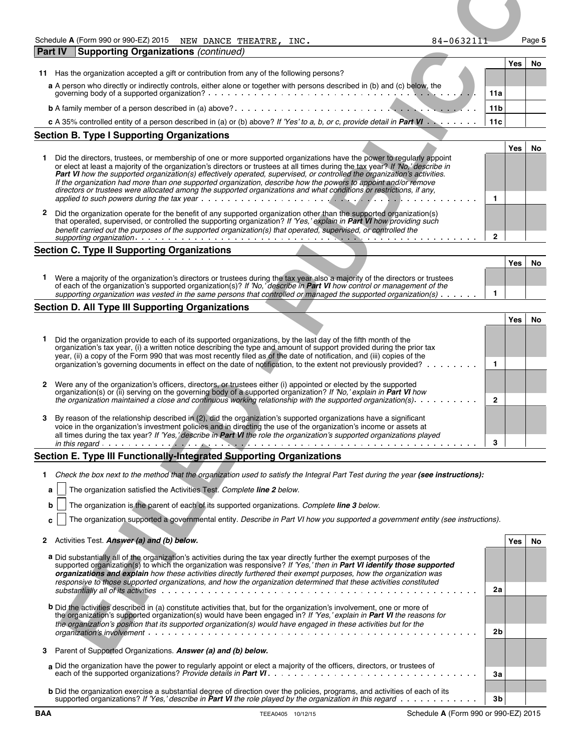Schedule A (Form 990 or 990-EZ) 2015 NEW DANCE THEATRE, INC. 84-0632111 Page 5

## Part IV Supporting Organizations *(continued)*

| | | | Yes | No |
|---|---|---|---|---|
| 11 | Has the organization accepted a gift or contribution from any of the following persons? | | | |
| a | A person who directly or indirectly controls, either alone or together with persons described in (b) and (c) below, the governing body of a supported organization? | 11a | | |
| b | A family member of a person described in (a) above? | 11b | | |
| c | A 35% controlled entity of a person described in (a) or (b) above? *If 'Yes' to a, b, or c, provide detail in* ***Part VI*** | 11c | | |

## Section B. Type I Supporting Organizations

| | | | Yes | No |
|---|---|---|---|---|
| 1 | Did the directors, trustees, or membership of one or more supported organizations have the power to regularly appoint or elect at least a majority of the organization's directors or trustees at all times during the tax year? *If 'No,' describe in* ***Part VI*** *how the supported organization(s) effectively operated, supervised, or controlled the organization's activities. If the organization had more than one supported organization, describe how the powers to appoint and/or remove directors or trustees were allocated among the supported organizations and what conditions or restrictions, if any, applied to such powers during the tax year* | 1 | | |
| 2 | Did the organization operate for the benefit of any supported organization other than the supported organization(s) that operated, supervised, or controlled the supporting organization? *If 'Yes,' explain in* ***Part VI*** *how providing such benefit carried out the purposes of the supported organization(s) that operated, supervised, or controlled the supporting organization* | 2 | | |

## Section C. Type II Supporting Organizations

| | | | Yes | No |
|---|---|---|---|---|
| 1 | Were a majority of the organization's directors or trustees during the tax year also a majority of the directors or trustees of each of the organization's supported organization(s)? *If 'No,' describe in* ***Part VI*** *how control or management of the supporting organization was vested in the same persons that controlled or managed the supported organization(s)* | 1 | | |

## Section D. All Type III Supporting Organizations

| | | | Yes | No |
|---|---|---|---|---|
| 1 | Did the organization provide to each of its supported organizations, by the last day of the fifth month of the organization's tax year, (i) a written notice describing the type and amount of support provided during the prior tax year, (ii) a copy of the Form 990 that was most recently filed as of the date of notification, and (iii) copies of the organization's governing documents in effect on the date of notification, to the extent not previously provided? | 1 | | |
| 2 | Were any of the organization's officers, directors, or trustees either (i) appointed or elected by the supported organization(s) or (ii) serving on the governing body of a supported organization? *If 'No,' explain in* ***Part VI*** *how the organization maintained a close and continuous working relationship with the supported organization(s).* | 2 | | |
| 3 | By reason of the relationship described in (2), did the organization's supported organizations have a significant voice in the organization's investment policies and in directing the use of the organization's income or assets at all times during the tax year? *If 'Yes,' describe in* ***Part VI*** *the role the organization's supported organizations played in this regard* | 3 | | |

## Section E. Type III Functionally-Integrated Supporting Organizations

1 *Check the box next to the method that the organization used to satisfy the Integral Part Test during the year* ***(see instructions):***

a ☐ The organization satisfied the Activities Test. *Complete* ***line 2*** *below.*

b ☐ The organization is the parent of each of its supported organizations. *Complete* ***line 3*** *below.*

c ☐ The organization supported a governmental entity. *Describe in Part VI how you supported a government entity (see instructions).*

| | | | Yes | No |
|---|---|---|---|---|
| 2 | Activities Test. ***Answer (a) and (b) below.*** | | | |
| a | Did substantially all of the organization's activities during the tax year directly further the exempt purposes of the supported organization(s) to which the organization was responsive? *If 'Yes,' then in* ***Part VI identify those supported organizations and explain*** *how these activities directly furthered their exempt purposes, how the organization was responsive to those supported organizations, and how the organization determined that these activities constituted substantially all of its activities* | 2a | | |
| b | Did the activities described in (a) constitute activities that, but for the organization's involvement, one or more of the organization's supported organization(s) would have been engaged in? *If 'Yes,' explain in* ***Part VI*** *the reasons for the organization's position that its supported organization(s) would have engaged in these activities but for the organization's involvement* | 2b | | |
| 3 | Parent of Supported Organizations. ***Answer (a) and (b) below.*** | | | |
| a | Did the organization have the power to regularly appoint or elect a majority of the officers, directors, or trustees of each of the supported organizations? *Provide details in* ***Part VI.*** | 3a | | |
| b | Did the organization exercise a substantial degree of direction over the policies, programs, and activities of each of its supported organizations? *If 'Yes,' describe in* ***Part VI*** *the role played by the organization in this regard* | 3b | | |

BAA TEEA0405 10/12/15 Schedule A (Form 990 or 990-EZ) 2015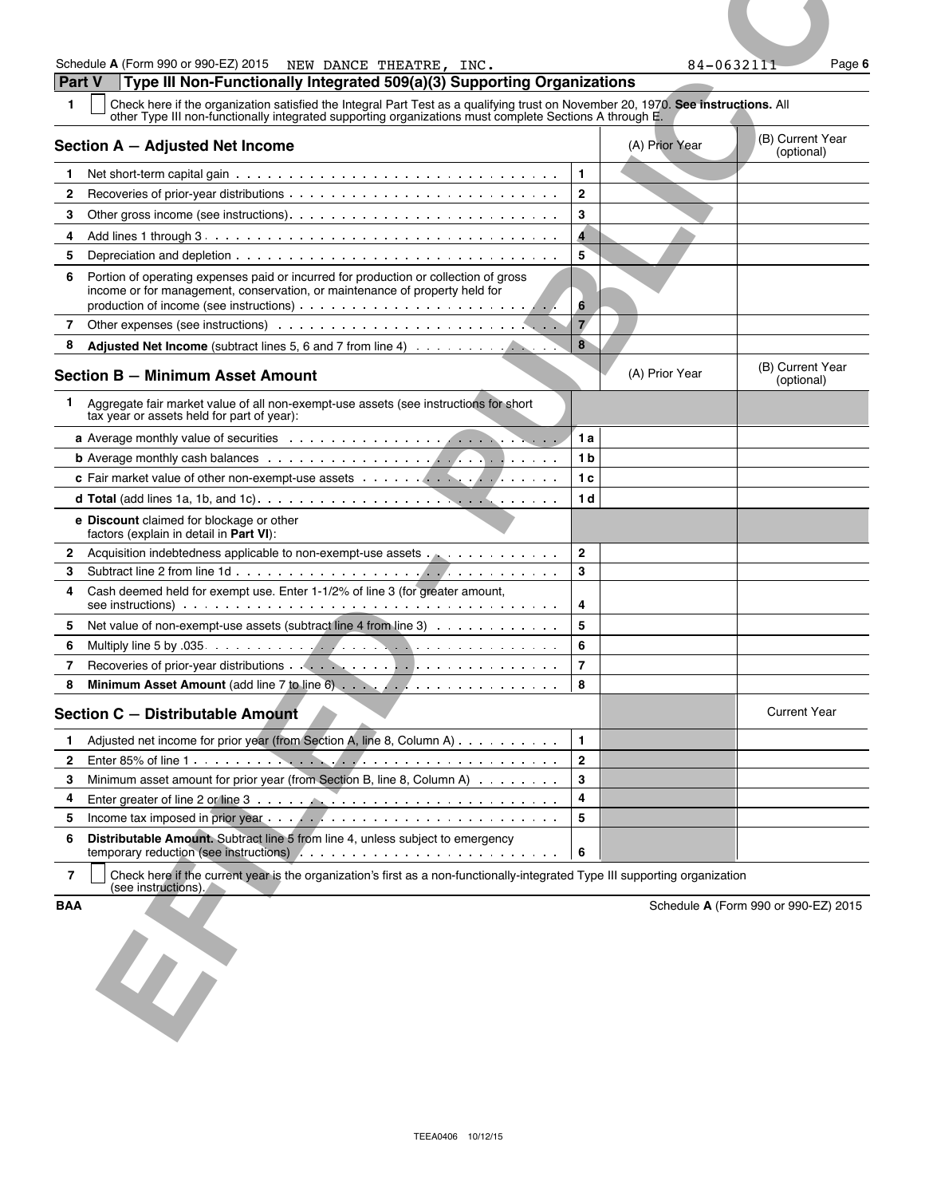Schedule A (Form 990 or 990-EZ) 2015 NEW DANCE THEATRE, INC. 84-0632111

## Part V Type III Non-Functionally Integrated 509(a)(3) Supporting Organizations

**1** ☐ Check here if the organization satisfied the Integral Part Test as a qualifying trust on November 20, 1970. **See instructions.** All other Type III non-functionally integrated supporting organizations must complete Sections A through E.

| Section A — Adjusted Net Income | | (A) Prior Year | (B) Current Year (optional) |
|---|---|---|---|
| 1 Net short-term capital gain | 1 | | |
| 2 Recoveries of prior-year distributions | 2 | | |
| 3 Other gross income (see instructions) | 3 | | |
| 4 Add lines 1 through 3 | 4 | | |
| 5 Depreciation and depletion | 5 | | |
| 6 Portion of operating expenses paid or incurred for production or collection of gross income or for management, conservation, or maintenance of property held for production of income (see instructions) | 6 | | |
| 7 Other expenses (see instructions) | 7 | | |
| 8 **Adjusted Net Income** (subtract lines 5, 6 and 7 from line 4) | 8 | | |

| Section B — Minimum Asset Amount | | (A) Prior Year | (B) Current Year (optional) |
|---|---|---|---|
| 1 Aggregate fair market value of all non-exempt-use assets (see instructions for short tax year or assets held for part of year): | | | |
| **a** Average monthly value of securities | 1a | | |
| **b** Average monthly cash balances | 1b | | |
| **c** Fair market value of other non-exempt-use assets | 1c | | |
| **d Total** (add lines 1a, 1b, and 1c) | 1d | | |
| **e Discount** claimed for blockage or other factors (explain in detail in **Part VI**): | | | |
| 2 Acquisition indebtedness applicable to non-exempt-use assets | 2 | | |
| 3 Subtract line 2 from line 1d | 3 | | |
| 4 Cash deemed held for exempt use. Enter 1-1/2% of line 3 (for greater amount, see instructions) | 4 | | |
| 5 Net value of non-exempt-use assets (subtract line 4 from line 3) | 5 | | |
| 6 Multiply line 5 by .035 | 6 | | |
| 7 Recoveries of prior-year distributions | 7 | | |
| 8 **Minimum Asset Amount** (add line 7 to line 6) | 8 | | |

| Section C — Distributable Amount | | | Current Year |
|---|---|---|---|
| 1 Adjusted net income for prior year (from Section A, line 8, Column A) | 1 | | |
| 2 Enter 85% of line 1 | 2 | | |
| 3 Minimum asset amount for prior year (from Section B, line 8, Column A) | 3 | | |
| 4 Enter greater of line 2 or line 3 | 4 | | |
| 5 Income tax imposed in prior year | 5 | | |
| 6 **Distributable Amount.** Subtract line 5 from line 4, unless subject to emergency temporary reduction (see instructions) | 6 | | |

**7** ☐ Check here if the current year is the organization's first as a non-functionally-integrated Type III supporting organization (see instructions).

BAA Schedule A (Form 990 or 990-EZ) 2015

TEEA0406 10/12/15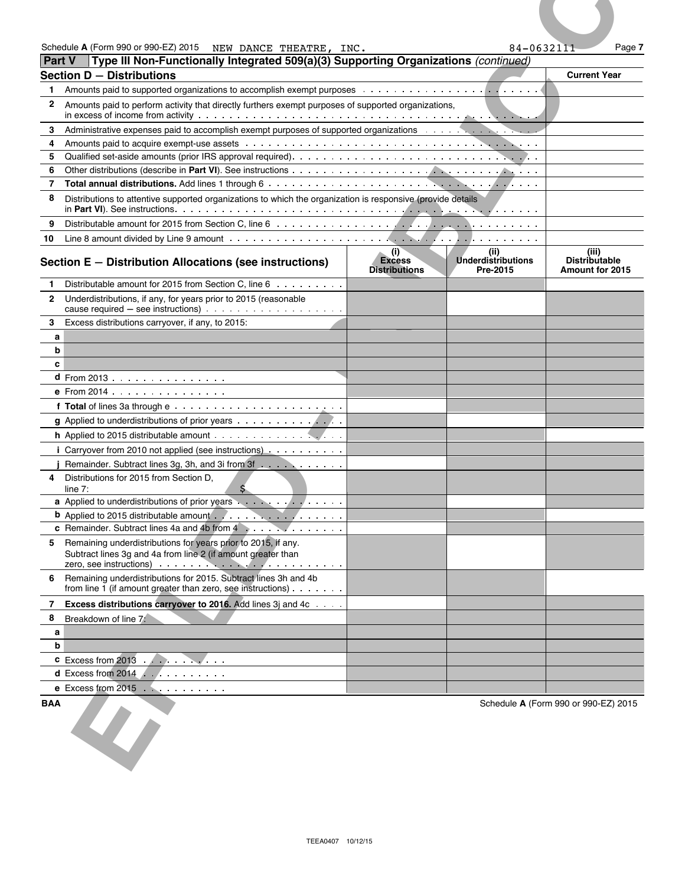Schedule A (Form 990 or 990-EZ) 2015 NEW DANCE THEATRE, INC. 84-0632111 Page 7

## Part V — Type III Non-Functionally Integrated 509(a)(3) Supporting Organizations *(continued)*

### Section D — Distributions

| | | Current Year |
|---|---|---|
| 1 | Amounts paid to supported organizations to accomplish exempt purposes | |
| 2 | Amounts paid to perform activity that directly furthers exempt purposes of supported organizations, in excess of income from activity | |
| 3 | Administrative expenses paid to accomplish exempt purposes of supported organizations | |
| 4 | Amounts paid to acquire exempt-use assets | |
| 5 | Qualified set-aside amounts (prior IRS approval required) | |
| 6 | Other distributions (describe in **Part VI**). See instructions | |
| 7 | **Total annual distributions.** Add lines 1 through 6 | |
| 8 | Distributions to attentive supported organizations to which the organization is responsive (provide details in **Part VI**). See instructions | |
| 9 | Distributable amount for 2015 from Section C, line 6 | |
| 10 | Line 8 amount divided by Line 9 amount | |

### Section E — Distribution Allocations (see instructions)

| | | (i) Excess Distributions | (ii) Underdistributions Pre-2015 | (iii) Distributable Amount for 2015 |
|---|---|---|---|---|
| 1 | Distributable amount for 2015 from Section C, line 6 | | | |
| 2 | Underdistributions, if any, for years prior to 2015 (reasonable cause required — see instructions) | | | |
| 3 | Excess distributions carryover, if any, to 2015: | | | |
| a | | | | |
| b | | | | |
| c | | | | |
| d | From 2013 | | | |
| e | From 2014 | | | |
| f | **Total** of lines 3a through e | | | |
| g | Applied to underdistributions of prior years | | | |
| h | Applied to 2015 distributable amount | | | |
| i | Carryover from 2010 not applied (see instructions) | | | |
| j | Remainder. Subtract lines 3g, 3h, and 3i from 3f | | | |
| 4 | Distributions for 2015 from Section D, line 7: $ | | | |
| a | Applied to underdistributions of prior years | | | |
| b | Applied to 2015 distributable amount | | | |
| c | Remainder. Subtract lines 4a and 4b from 4 | | | |
| 5 | Remaining underdistributions for years prior to 2015, if any. Subtract lines 3g and 4a from line 2 (if amount greater than zero, see instructions) | | | |
| 6 | Remaining underdistributions for 2015. Subtract lines 3h and 4b from line 1 (if amount greater than zero, see instructions) | | | |
| 7 | **Excess distributions carryover to 2016.** Add lines 3j and 4c | | | |
| 8 | Breakdown of line 7: | | | |
| a | | | | |
| b | | | | |
| c | Excess from 2013 | | | |
| d | Excess from 2014 | | | |
| e | Excess from 2015 | | | |

BAA Schedule A (Form 990 or 990-EZ) 2015

TEEA0407 10/12/15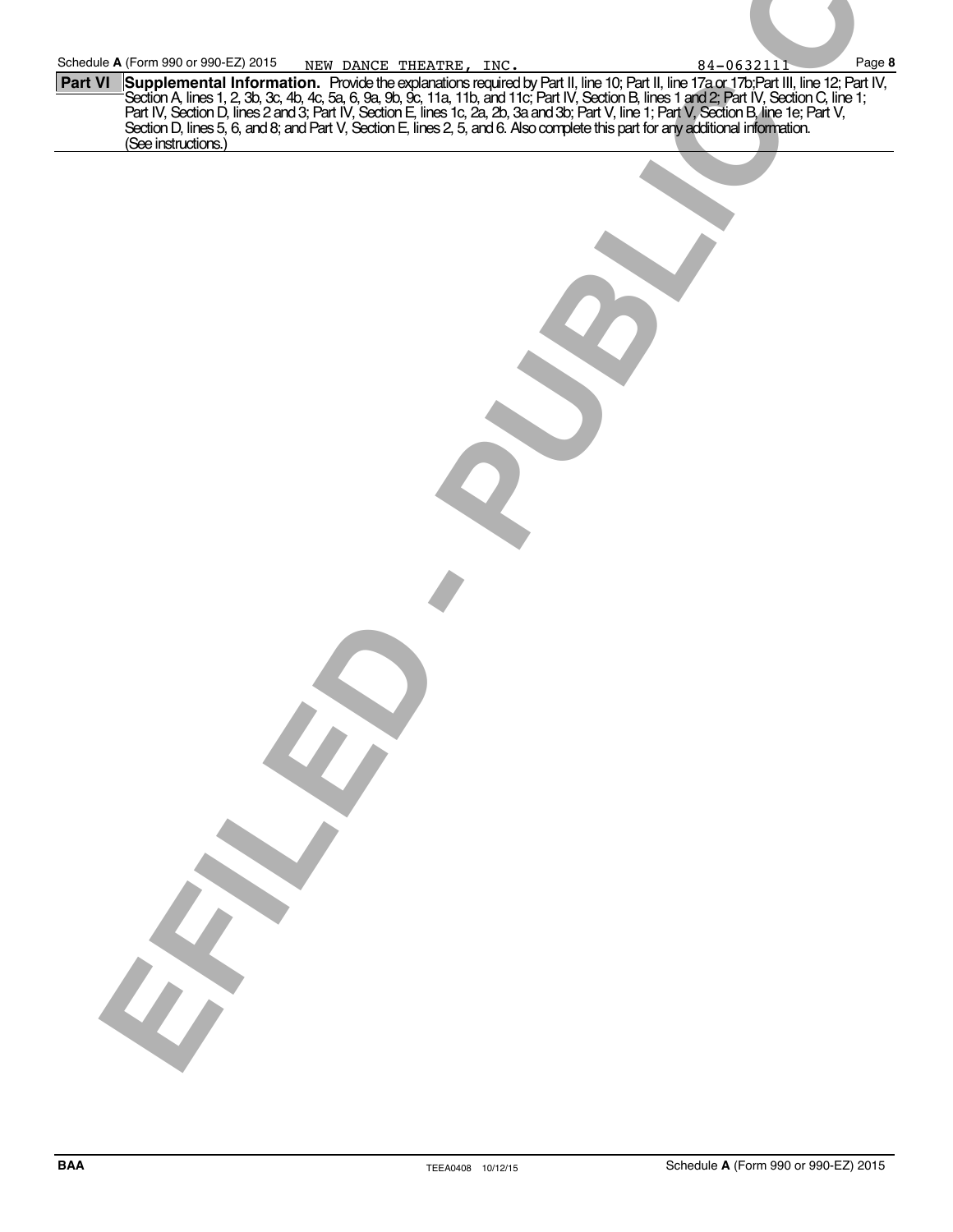Schedule **A** (Form 990 or 990-EZ) 2015 NEW DANCE THEATRE, INC. 84-0632111 Page **8**

**Part VI** **Supplemental Information.** Provide the explanations required by Part II, line 10; Part II, line 17a or 17b;Part III, line 12; Part IV, Section A, lines 1, 2, 3b, 3c, 4b, 4c, 5a, 6, 9a, 9b, 9c, 11a, 11b, and 11c; Part IV, Section B, lines 1 and 2; Part IV, Section C, line 1; Part IV, Section D, lines 2 and 3; Part IV, Section E, lines 1c, 2a, 2b, 3a and 3b; Part V, line 1; Part V, Section B, line 1e; Part V, Section D, lines 5, 6, and 8; and Part V, Section E, lines 2, 5, and 6. Also complete this part for any additional information. (See instructions.)

EFILED - PUBLIC C

BAA TEEA0408 10/12/15 Schedule **A** (Form 990 or 990-EZ) 2015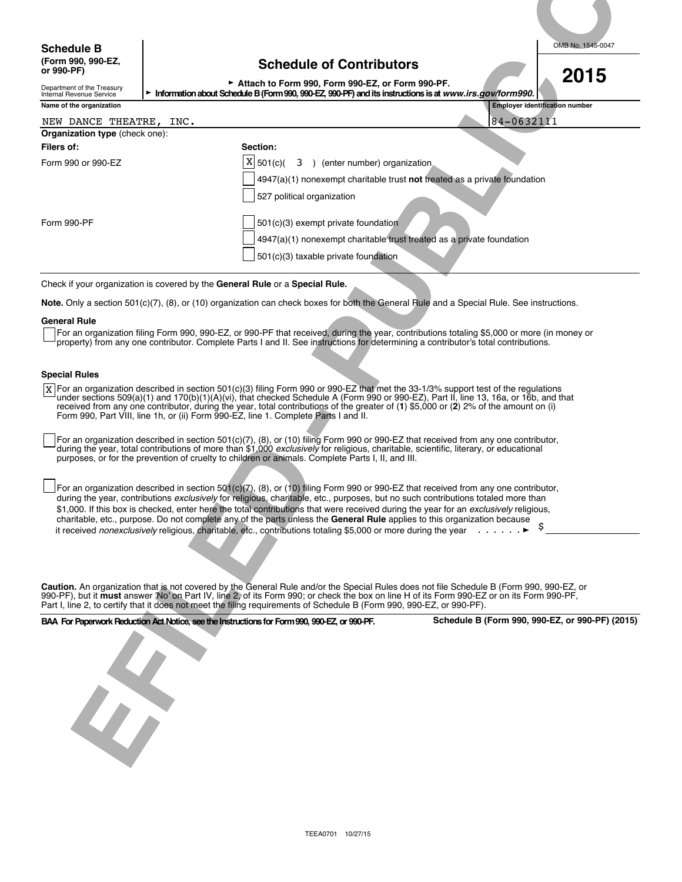**Schedule B**
**(Form 990, 990-EZ, or 990-PF)**

Department of the Treasury
Internal Revenue Service

# Schedule of Contributors

► **Attach to Form 990, Form 990-EZ, or Form 990-PF.**
► **Information about Schedule B (Form 990, 990-EZ, 990-PF) and its instructions is at *www.irs.gov/form990.***

OMB No. 1545-0047

**2015**

| **Name of the organization** | **Employer identification number** |
|---|---|
| NEW DANCE THEATRE, INC. | 84-0632111 |

**Organization type** (check one):

| **Filers of:** | **Section:** |
|---|---|
| Form 990 or 990-EZ | [X] 501(c)( 3 ) (enter number) organization |
| | [ ] 4947(a)(1) nonexempt charitable trust **not** treated as a private foundation |
| | [ ] 527 political organization |
| Form 990-PF | [ ] 501(c)(3) exempt private foundation |
| | [ ] 4947(a)(1) nonexempt charitable trust treated as a private foundation |
| | [ ] 501(c)(3) taxable private foundation |

Check if your organization is covered by the **General Rule** or a **Special Rule.**

**Note.** Only a section 501(c)(7), (8), or (10) organization can check boxes for both the General Rule and a Special Rule. See instructions.

**General Rule**

[ ] For an organization filing Form 990, 990-EZ, or 990-PF that received, during the year, contributions totaling $5,000 or more (in money or property) from any one contributor. Complete Parts I and II. See instructions for determining a contributor's total contributions.

**Special Rules**

[X] For an organization described in section 501(c)(3) filing Form 990 or 990-EZ that met the 33-1/3% support test of the regulations under sections 509(a)(1) and 170(b)(1)(A)(vi), that checked Schedule A (Form 990 or 990-EZ), Part II, line 13, 16a, or 16b, and that received from any one contributor, during the year, total contributions of the greater of (**1**) $5,000 or (**2**) 2% of the amount on (i) Form 990, Part VIII, line 1h, or (ii) Form 990-EZ, line 1. Complete Parts I and II.

[ ] For an organization described in section 501(c)(7), (8), or (10) filing Form 990 or 990-EZ that received from any one contributor, during the year, total contributions of more than $1,000 *exclusively* for religious, charitable, scientific, literary, or educational purposes, or for the prevention of cruelty to children or animals. Complete Parts I, II, and III.

[ ] For an organization described in section 501(c)(7), (8), or (10) filing Form 990 or 990-EZ that received from any one contributor, during the year, contributions *exclusively* for religious, charitable, etc., purposes, but no such contributions totaled more than $1,000. If this box is checked, enter here the total contributions that were received during the year for an *exclusively* religious, charitable, etc., purpose. Do not complete any of the parts unless the **General Rule** applies to this organization because it received *nonexclusively* religious, charitable, etc., contributions totaling $5,000 or more during the year . . . . . . ► $ ____________

**Caution.** An organization that is not covered by the General Rule and/or the Special Rules does not file Schedule B (Form 990, 990-EZ, or 990-PF), but it **must** answer 'No' on Part IV, line 2, of its Form 990; or check the box on line H of its Form 990-EZ or on its Form 990-PF, Part I, line 2, to certify that it does not meet the filing requirements of Schedule B (Form 990, 990-EZ, or 990-PF).

**BAA For Paperwork Reduction Act Notice, see the Instructions for Form 990, 990-EZ, or 990-PF.** **Schedule B (Form 990, 990-EZ, or 990-PF) (2015)**

TEEA0701 10/27/15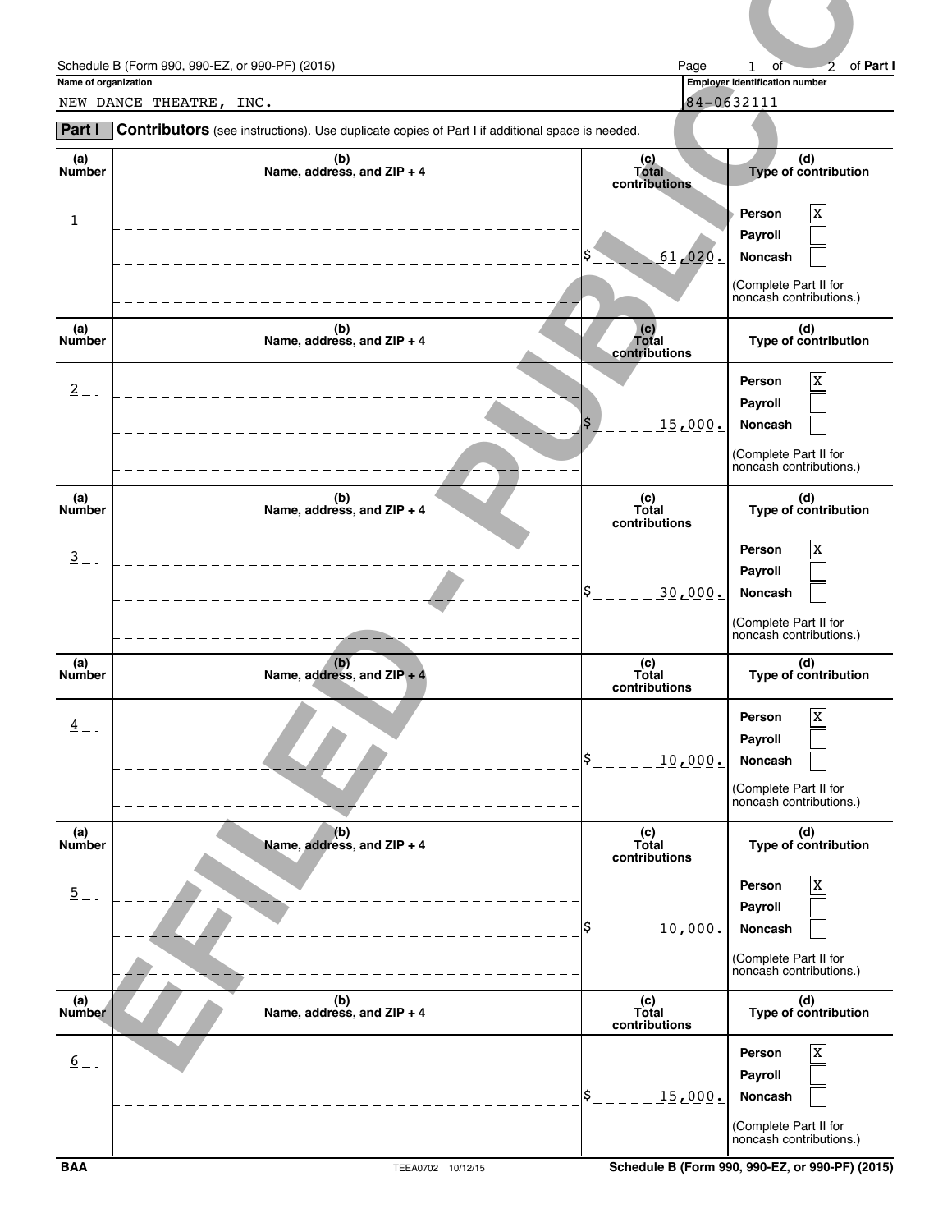Schedule B (Form 990, 990-EZ, or 990-PF) (2015) — Page 1 of 2 of Part I

**Name of organization**
NEW DANCE THEATRE, INC.

**Employer identification number**
84-0632111

**Part I** **Contributors** (see instructions). Use duplicate copies of Part I if additional space is needed.

| (a) Number | (b) Name, address, and ZIP + 4 | (c) Total contributions | (d) Type of contribution |
|---|---|---|---|
| 1 | | $ 61,020. | Person [X] Payroll [ ] Noncash [ ] (Complete Part II for noncash contributions.) |
| 2 | | $ 15,000. | Person [X] Payroll [ ] Noncash [ ] (Complete Part II for noncash contributions.) |
| 3 | | $ 30,000. | Person [X] Payroll [ ] Noncash [ ] (Complete Part II for noncash contributions.) |
| 4 | | $ 10,000. | Person [X] Payroll [ ] Noncash [ ] (Complete Part II for noncash contributions.) |
| 5 | | $ 10,000. | Person [X] Payroll [ ] Noncash [ ] (Complete Part II for noncash contributions.) |
| 6 | | $ 15,000. | Person [X] Payroll [ ] Noncash [ ] (Complete Part II for noncash contributions.) |

EFILED - PUBLIC COPY

BAA TEEA0702 10/12/15 Schedule B (Form 990, 990-EZ, or 990-PF) (2015)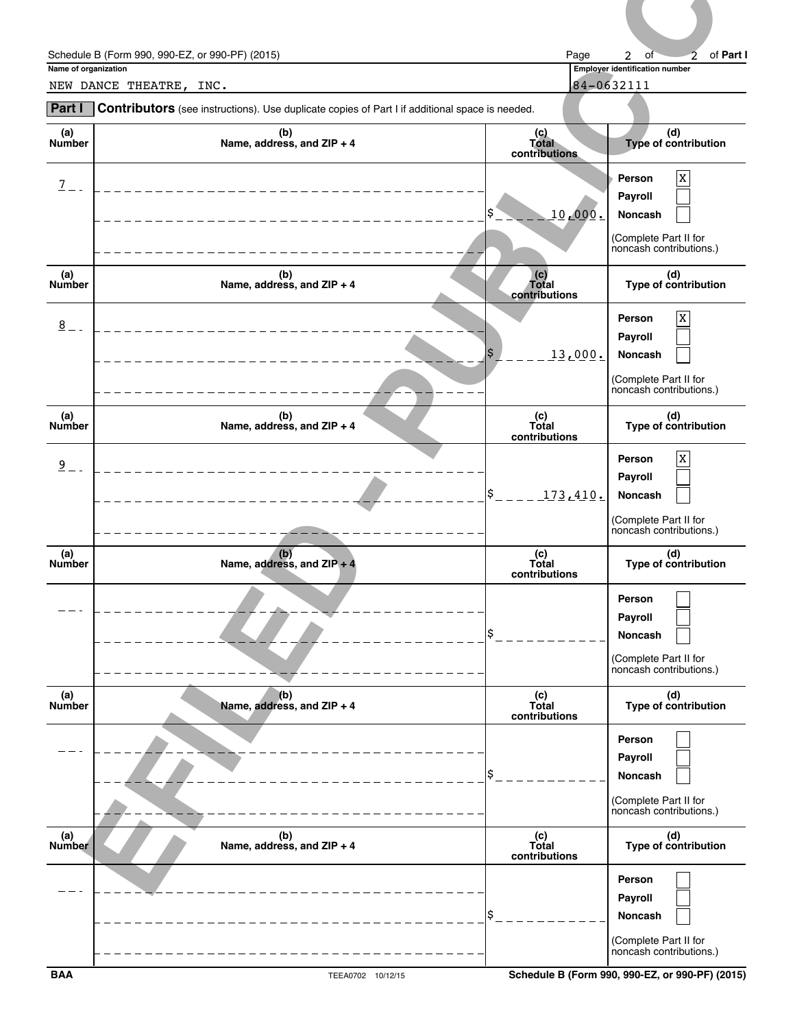Schedule B (Form 990, 990-EZ, or 990-PF) (2015) Page 2 of 2 of Part I

**Name of organization**

NEW DANCE THEATRE, INC.

**Employer identification number**

84-0632111

**Part I** **Contributors** (see instructions). Use duplicate copies of Part I if additional space is needed.

| (a) Number | (b) Name, address, and ZIP + 4 | (c) Total contributions | (d) Type of contribution |
|---|---|---|---|
| 7 | | $ 10,000. | Person [X] Payroll [ ] Noncash [ ] (Complete Part II for noncash contributions.) |
| 8 | | $ 13,000. | Person [X] Payroll [ ] Noncash [ ] (Complete Part II for noncash contributions.) |
| 9 | | $ 173,410. | Person [X] Payroll [ ] Noncash [ ] (Complete Part II for noncash contributions.) |
| | | $ | Person [ ] Payroll [ ] Noncash [ ] (Complete Part II for noncash contributions.) |
| | | $ | Person [ ] Payroll [ ] Noncash [ ] (Complete Part II for noncash contributions.) |
| | | $ | Person [ ] Payroll [ ] Noncash [ ] (Complete Part II for noncash contributions.) |

EFILED - PUBLIC

BAA TEEA0702 10/12/15 Schedule B (Form 990, 990-EZ, or 990-PF) (2015)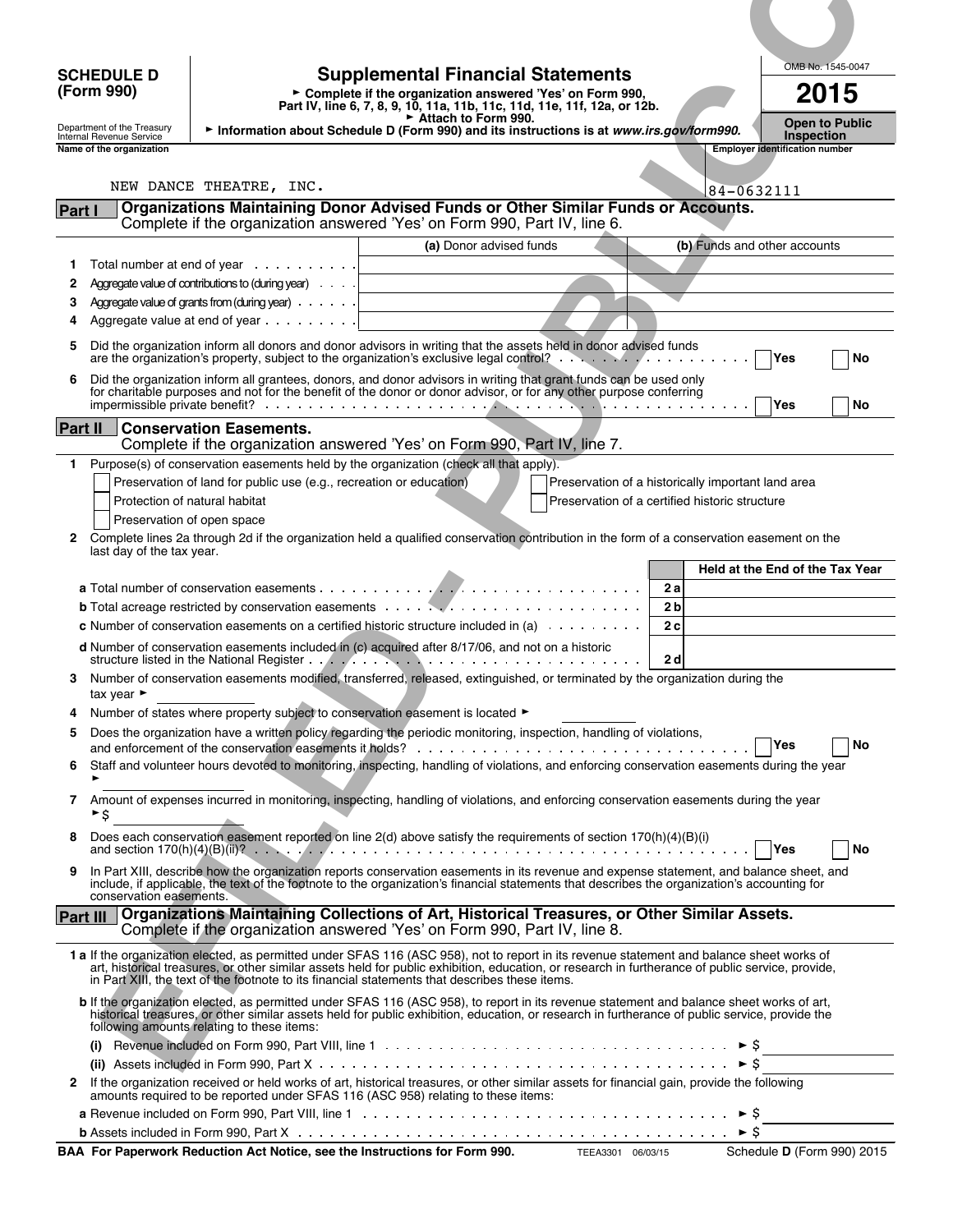**SCHEDULE D (Form 990)**

Department of the Treasury
Internal Revenue Service

# Supplemental Financial Statements

► Complete if the organization answered 'Yes' on Form 990, Part IV, line 6, 7, 8, 9, 10, 11a, 11b, 11c, 11d, 11e, 11f, 12a, or 12b.
► Attach to Form 990.
► Information about Schedule D (Form 990) and its instructions is at *www.irs.gov/form990.*

OMB No. 1545-0047

**2015**

**Open to Public Inspection**

Name of the organization: NEW DANCE THEATRE, INC.

Employer identification number: 84-0632111

FILED - PUBLIC COPY

## Part I — Organizations Maintaining Donor Advised Funds or Other Similar Funds or Accounts.
Complete if the organization answered 'Yes' on Form 990, Part IV, line 6.

| | | (a) Donor advised funds | (b) Funds and other accounts |
|---|---|---|---|
| 1 | Total number at end of year | | |
| 2 | Aggregate value of contributions to (during year) | | |
| 3 | Aggregate value of grants from (during year) | | |
| 4 | Aggregate value at end of year | | |

5 Did the organization inform all donors and donor advisors in writing that the assets held in donor advised funds are the organization's property, subject to the organization's exclusive legal control? ☐ Yes ☐ No

6 Did the organization inform all grantees, donors, and donor advisors in writing that grant funds can be used only for charitable purposes and not for the benefit of the donor or donor advisor, or for any other purpose conferring impermissible private benefit? ☐ Yes ☐ No

## Part II — Conservation Easements.
Complete if the organization answered 'Yes' on Form 990, Part IV, line 7.

1 Purpose(s) of conservation easements held by the organization (check all that apply).

☐ Preservation of land for public use (e.g., recreation or education)
☐ Preservation of a historically important land area
☐ Protection of natural habitat
☐ Preservation of a certified historic structure
☐ Preservation of open space

2 Complete lines 2a through 2d if the organization held a qualified conservation contribution in the form of a conservation easement on the last day of the tax year.

| | | Held at the End of the Tax Year |
|---|---|---|
| a Total number of conservation easements | 2a | |
| b Total acreage restricted by conservation easements | 2b | |
| c Number of conservation easements on a certified historic structure included in (a) | 2c | |
| d Number of conservation easements included in (c) acquired after 8/17/06, and not on a historic structure listed in the National Register | 2d | |

3 Number of conservation easements modified, transferred, released, extinguished, or terminated by the organization during the tax year ►

4 Number of states where property subject to conservation easement is located ►

5 Does the organization have a written policy regarding the periodic monitoring, inspection, handling of violations, and enforcement of the conservation easements it holds? ☐ Yes ☐ No

6 Staff and volunteer hours devoted to monitoring, inspecting, handling of violations, and enforcing conservation easements during the year ►

7 Amount of expenses incurred in monitoring, inspecting, handling of violations, and enforcing conservation easements during the year ► $

8 Does each conservation easement reported on line 2(d) above satisfy the requirements of section 170(h)(4)(B)(i) and section 170(h)(4)(B)(ii)? ☐ Yes ☐ No

9 In Part XIII, describe how the organization reports conservation easements in its revenue and expense statement, and balance sheet, and include, if applicable, the text of the footnote to the organization's financial statements that describes the organization's accounting for conservation easements.

## Part III — Organizations Maintaining Collections of Art, Historical Treasures, or Other Similar Assets.
Complete if the organization answered 'Yes' on Form 990, Part IV, line 8.

1 a If the organization elected, as permitted under SFAS 116 (ASC 958), not to report in its revenue statement and balance sheet works of art, historical treasures, or other similar assets held for public exhibition, education, or research in furtherance of public service, provide, in Part XIII, the text of the footnote to its financial statements that describes these items.

b If the organization elected, as permitted under SFAS 116 (ASC 958), to report in its revenue statement and balance sheet works of art, historical treasures, or other similar assets held for public exhibition, education, or research in furtherance of public service, provide the following amounts relating to these items:

(i) Revenue included on Form 990, Part VIII, line 1 ► $

(ii) Assets included in Form 990, Part X ► $

2 If the organization received or held works of art, historical treasures, or other similar assets for financial gain, provide the following amounts required to be reported under SFAS 116 (ASC 958) relating to these items:

a Revenue included on Form 990, Part VIII, line 1 ► $

b Assets included in Form 990, Part X ► $

**BAA For Paperwork Reduction Act Notice, see the Instructions for Form 990.** TEEA3301 06/03/15 Schedule **D** (Form 990) 2015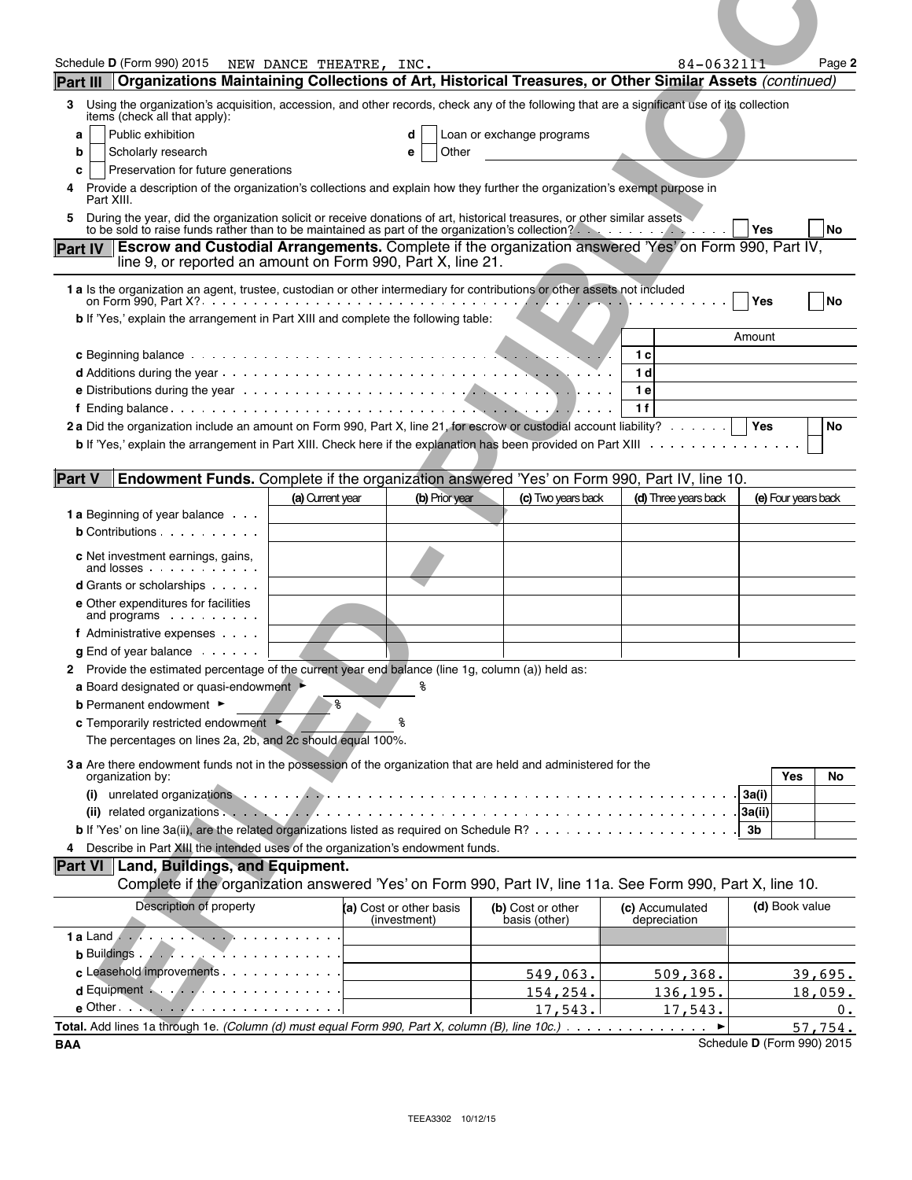Schedule **D** (Form 990) 2015 NEW DANCE THEATRE, INC. 84-0632111 Page **2**

## Part III Organizations Maintaining Collections of Art, Historical Treasures, or Other Similar Assets *(continued)*

**3** Using the organization's acquisition, accession, and other records, check any of the following that are a significant use of its collection items (check all that apply):

- **a** ☐ Public exhibition
- **b** ☐ Scholarly research
- **c** ☐ Preservation for future generations
- **d** ☐ Loan or exchange programs
- **e** ☐ Other

**4** Provide a description of the organization's collections and explain how they further the organization's exempt purpose in Part XIII.

**5** During the year, did the organization solicit or receive donations of art, historical treasures, or other similar assets to be sold to raise funds rather than to be maintained as part of the organization's collection? ☐ Yes ☐ No

## Part IV Escrow and Custodial Arrangements. Complete if the organization answered 'Yes' on Form 990, Part IV, line 9, or reported an amount on Form 990, Part X, line 21.

**1 a** Is the organization an agent, trustee, custodian or other intermediary for contributions or other assets not included on Form 990, Part X? ☐ Yes ☐ No

**b** If 'Yes,' explain the arrangement in Part XIII and complete the following table:

| | | Amount |
|---|---|---|
| **c** Beginning balance | 1 c | |
| **d** Additions during the year | 1 d | |
| **e** Distributions during the year | 1 e | |
| **f** Ending balance | 1 f | |

**2 a** Did the organization include an amount on Form 990, Part X, line 21, for escrow or custodial account liability? ☐ Yes ☐ No

**b** If 'Yes,' explain the arrangement in Part XIII. Check here if the explanation has been provided on Part XIII ☐

## Part V Endowment Funds. Complete if the organization answered 'Yes' on Form 990, Part IV, line 10.

| | (a) Current year | (b) Prior year | (c) Two years back | (d) Three years back | (e) Four years back |
|---|---|---|---|---|---|
| **1 a** Beginning of year balance | | | | | |
| **b** Contributions | | | | | |
| **c** Net investment earnings, gains, and losses | | | | | |
| **d** Grants or scholarships | | | | | |
| **e** Other expenditures for facilities and programs | | | | | |
| **f** Administrative expenses | | | | | |
| **g** End of year balance | | | | | |

**2** Provide the estimated percentage of the current year end balance (line 1g, column (a)) held as:

- **a** Board designated or quasi-endowment ► %
- **b** Permanent endowment ► %
- **c** Temporarily restricted endowment ► %

The percentages on lines 2a, 2b, and 2c should equal 100%.

**3 a** Are there endowment funds not in the possession of the organization that are held and administered for the organization by:

| | | Yes | No |
|---|---|---|---|
| **(i)** unrelated organizations | 3a(i) | | |
| **(ii)** related organizations | 3a(ii) | | |
| **b** If 'Yes' on line 3a(ii), are the related organizations listed as required on Schedule R? | 3b | | |

**4** Describe in Part XIII the intended uses of the organization's endowment funds.

## Part VI Land, Buildings, and Equipment.

Complete if the organization answered 'Yes' on Form 990, Part IV, line 11a. See Form 990, Part X, line 10.

| Description of property | (a) Cost or other basis (investment) | (b) Cost or other basis (other) | (c) Accumulated depreciation | (d) Book value |
|---|---|---|---|---|
| **1 a** Land | | | | |
| **b** Buildings | | | | |
| **c** Leasehold improvements | | 549,063. | 509,368. | 39,695. |
| **d** Equipment | | 154,254. | 136,195. | 18,059. |
| **e** Other | | 17,543. | 17,543. | 0. |
| **Total.** Add lines 1a through 1e. *(Column (d) must equal Form 990, Part X, column (B), line 10c.)* ► | | | | 57,754. |

BAA Schedule **D** (Form 990) 2015

TEEA3302 10/12/15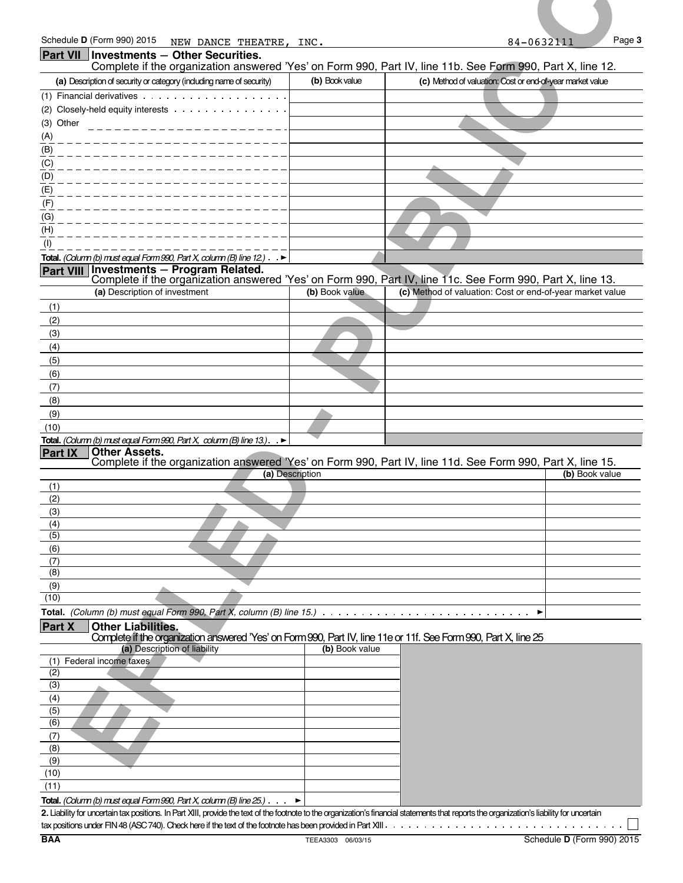Schedule **D** (Form 990) 2015 NEW DANCE THEATRE, INC. 84-0632111 Page **3**

## Part VII Investments — Other Securities.

Complete if the organization answered 'Yes' on Form 990, Part IV, line 11b. See Form 990, Part X, line 12.

| (a) Description of security or category (including name of security) | (b) Book value | (c) Method of valuation: Cost or end-of-year market value |
|---|---|---|
| (1) Financial derivatives | | |
| (2) Closely-held equity interests | | |
| (3) Other | | |
| (A) | | |
| (B) | | |
| (C) | | |
| (D) | | |
| (E) | | |
| (F) | | |
| (G) | | |
| (H) | | |
| (I) | | |
| **Total.** *(Column (b) must equal Form 990, Part X, column (B) line 12.)* ► | | |

## Part VIII Investments — Program Related.

Complete if the organization answered 'Yes' on Form 990, Part IV, line 11c. See Form 990, Part X, line 13.

| (a) Description of investment | (b) Book value | (c) Method of valuation: Cost or end-of-year market value |
|---|---|---|
| (1) | | |
| (2) | | |
| (3) | | |
| (4) | | |
| (5) | | |
| (6) | | |
| (7) | | |
| (8) | | |
| (9) | | |
| (10) | | |
| **Total.** *(Column (b) must equal Form 990, Part X, column (B) line 13.)* ► | | |

## Part IX Other Assets.

Complete if the organization answered 'Yes' on Form 990, Part IV, line 11d. See Form 990, Part X, line 15.

| (a) Description | (b) Book value |
|---|---|
| (1) | |
| (2) | |
| (3) | |
| (4) | |
| (5) | |
| (6) | |
| (7) | |
| (8) | |
| (9) | |
| (10) | |
| **Total.** *(Column (b) must equal Form 990, Part X, column (B) line 15.)* ► | |

## Part X Other Liabilities.

Complete if the organization answered 'Yes' on Form 990, Part IV, line 11e or 11f. See Form 990, Part X, line 25

| (a) Description of liability | (b) Book value |
|---|---|
| (1) Federal income taxes | |
| (2) | |
| (3) | |
| (4) | |
| (5) | |
| (6) | |
| (7) | |
| (8) | |
| (9) | |
| (10) | |
| (11) | |
| **Total.** *(Column (b) must equal Form 990, Part X, column (B) line 25.)* ► | |

**2.** Liability for uncertain tax positions. In Part XIII, provide the text of the footnote to the organization's financial statements that reports the organization's liability for uncertain tax positions under FIN 48 (ASC 740). Check here if the text of the footnote has been provided in Part XIII ☐

**BAA** TEEA3303 06/03/15 Schedule **D** (Form 990) 2015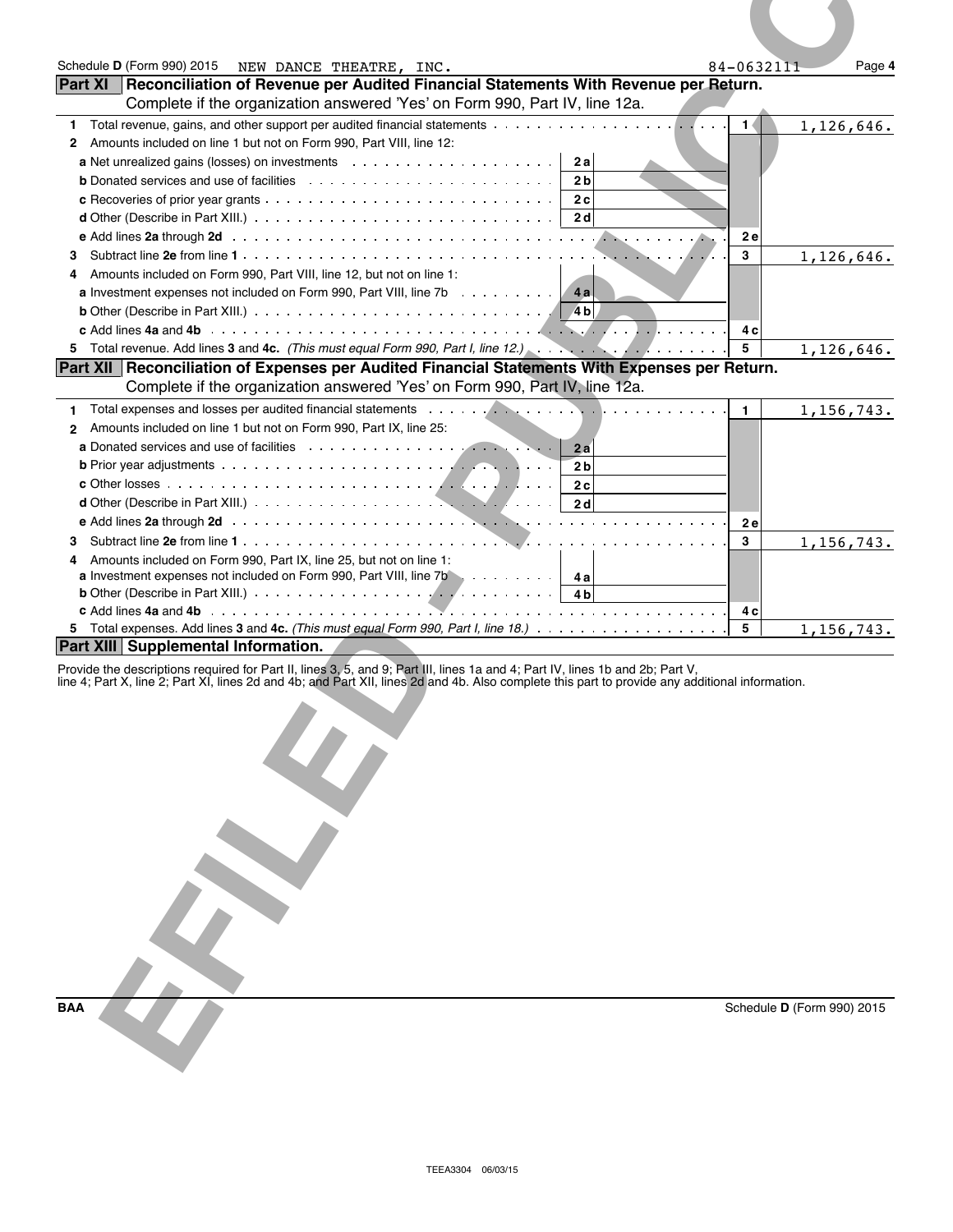Schedule D (Form 990) 2015 NEW DANCE THEATRE, INC. 84-0632111 Page 4

## Part XI Reconciliation of Revenue per Audited Financial Statements With Revenue per Return.

Complete if the organization answered 'Yes' on Form 990, Part IV, line 12a.

| | | | | |
|---|---|---|---|---|
| **1** Total revenue, gains, and other support per audited financial statements | | | 1 | 1,126,646. |
| **2** Amounts included on line 1 but not on Form 990, Part VIII, line 12: | | | | |
| **a** Net unrealized gains (losses) on investments | 2a | | | |
| **b** Donated services and use of facilities | 2b | | | |
| **c** Recoveries of prior year grants | 2c | | | |
| **d** Other (Describe in Part XIII.) | 2d | | | |
| **e** Add lines **2a** through **2d** | | | 2e | |
| **3** Subtract line **2e** from line **1** | | | 3 | 1,126,646. |
| **4** Amounts included on Form 990, Part VIII, line 12, but not on line 1: | | | | |
| **a** Investment expenses not included on Form 990, Part VIII, line 7b | 4a | | | |
| **b** Other (Describe in Part XIII.) | 4b | | | |
| **c** Add lines **4a** and **4b** | | | 4c | |
| **5** Total revenue. Add lines **3** and **4c.** *(This must equal Form 990, Part I, line 12.)* | | | 5 | 1,126,646. |

## Part XII Reconciliation of Expenses per Audited Financial Statements With Expenses per Return.

Complete if the organization answered 'Yes' on Form 990, Part IV, line 12a.

| | | | | |
|---|---|---|---|---|
| **1** Total expenses and losses per audited financial statements | | | 1 | 1,156,743. |
| **2** Amounts included on line 1 but not on Form 990, Part IX, line 25: | | | | |
| **a** Donated services and use of facilities | 2a | | | |
| **b** Prior year adjustments | 2b | | | |
| **c** Other losses | 2c | | | |
| **d** Other (Describe in Part XIII.) | 2d | | | |
| **e** Add lines **2a** through **2d** | | | 2e | |
| **3** Subtract line **2e** from line **1** | | | 3 | 1,156,743. |
| **4** Amounts included on Form 990, Part IX, line 25, but not on line 1: | | | | |
| **a** Investment expenses not included on Form 990, Part VIII, line 7b | 4a | | | |
| **b** Other (Describe in Part XIII.) | 4b | | | |
| **c** Add lines **4a** and **4b** | | | 4c | |
| **5** Total expenses. Add lines **3** and **4c.** *(This must equal Form 990, Part I, line 18.)* | | | 5 | 1,156,743. |

## Part XIII Supplemental Information.

Provide the descriptions required for Part II, lines 3, 5, and 9; Part III, lines 1a and 4; Part IV, lines 1b and 2b; Part V, line 4; Part X, line 2; Part XI, lines 2d and 4b; and Part XII, lines 2d and 4b. Also complete this part to provide any additional information.

BAA Schedule D (Form 990) 2015

TEEA3304 06/03/15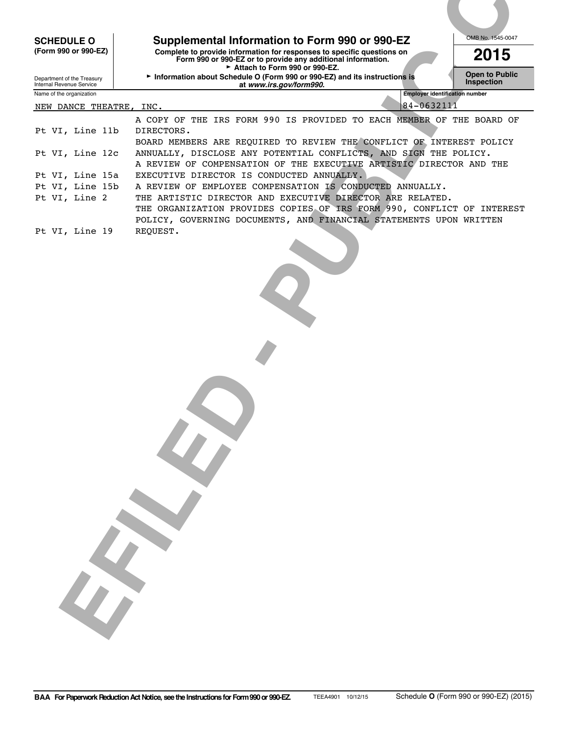**SCHEDULE O**
**(Form 990 or 990-EZ)**

Department of the Treasury
Internal Revenue Service

# Supplemental Information to Form 990 or 990-EZ

**Complete to provide information for responses to specific questions on Form 990 or 990-EZ or to provide any additional information.**
► **Attach to Form 990 or 990-EZ.**
► **Information about Schedule O (Form 990 or 990-EZ) and its instructions is at *www.irs.gov/form990.***

OMB No. 1545-0047

**2015**

**Open to Public Inspection**

Name of the organization: NEW DANCE THEATRE, INC.

Employer identification number: 84-0632111

| | |
|---|---|
| Pt VI, Line 11b | A COPY OF THE IRS FORM 990 IS PROVIDED TO EACH MEMBER OF THE BOARD OF DIRECTORS. |
| Pt VI, Line 12c | BOARD MEMBERS ARE REQUIRED TO REVIEW THE CONFLICT OF INTEREST POLICY ANNUALLY, DISCLOSE ANY POTENTIAL CONFLICTS, AND SIGN THE POLICY. |
| Pt VI, Line 15a | A REVIEW OF COMPENSATION OF THE EXECUTIVE ARTISTIC DIRECTOR AND THE EXECUTIVE DIRECTOR IS CONDUCTED ANNUALLY. |
| Pt VI, Line 15b | A REVIEW OF EMPLOYEE COMPENSATION IS CONDUCTED ANNUALLY. |
| Pt VI, Line 2 | THE ARTISTIC DIRECTOR AND EXECUTIVE DIRECTOR ARE RELATED. |
| Pt VI, Line 19 | THE ORGANIZATION PROVIDES COPIES OF IRS FORM 990, CONFLICT OF INTEREST POLICY, GOVERNING DOCUMENTS, AND FINANCIAL STATEMENTS UPON WRITTEN REQUEST. |

**BAA For Paperwork Reduction Act Notice, see the Instructions for Form 990 or 990-EZ.** TEEA4901 10/12/15 Schedule **O** (Form 990 or 990-EZ) (2015)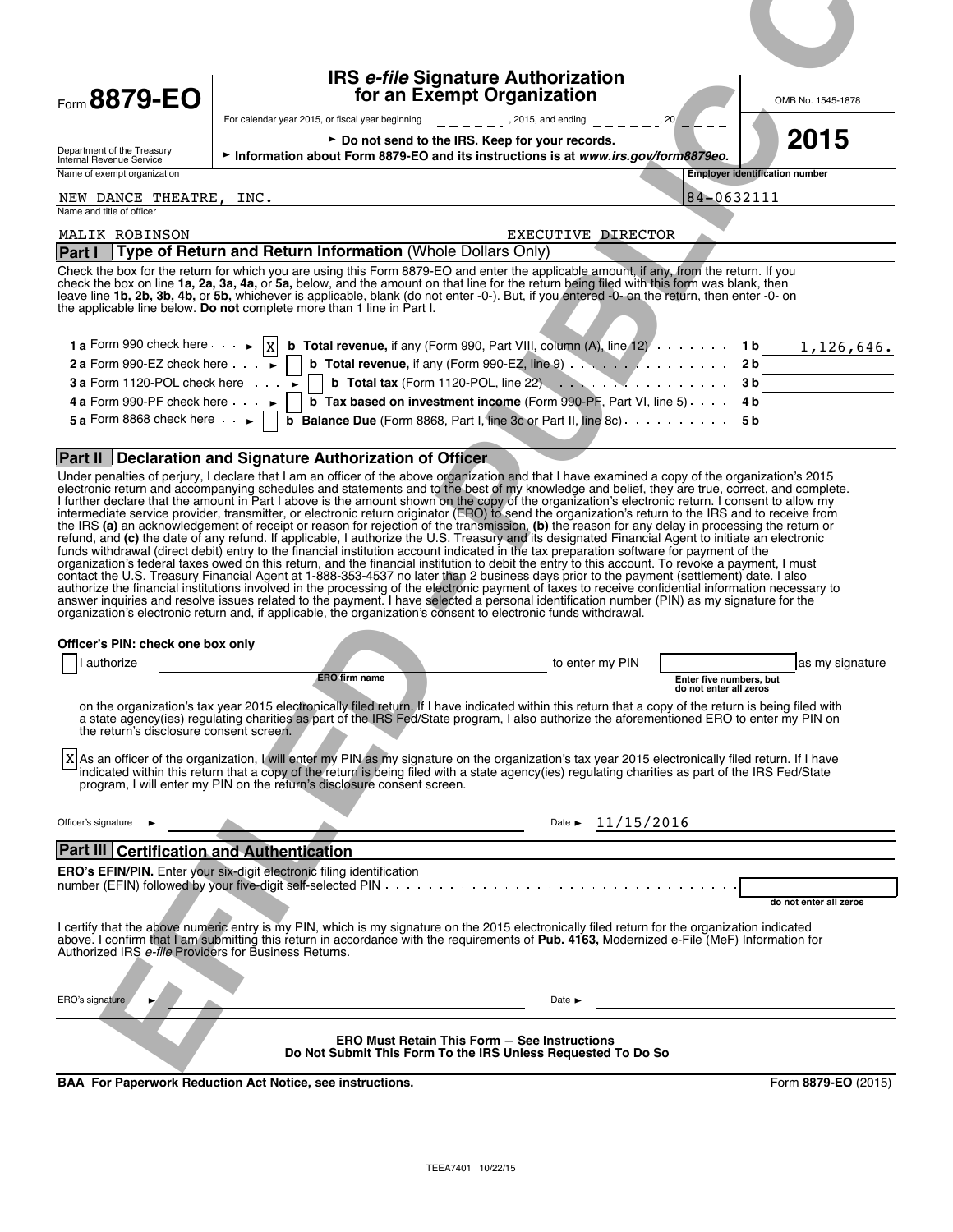Form **8879-EO**

Department of the Treasury
Internal Revenue Service

# IRS *e-file* Signature Authorization for an Exempt Organization

For calendar year 2015, or fiscal year beginning ______, 2015, and ending ______, 20____

► **Do not send to the IRS. Keep for your records.**

► **Information about Form 8879-EO and its instructions is at *www.irs.gov/form8879eo.***

OMB No. 1545-1878

**2015**

| Name of exempt organization | Employer identification number |
|---|---|
| NEW DANCE THEATRE, INC. | 84-0632111 |

Name and title of officer

MALIK ROBINSON EXECUTIVE DIRECTOR

## Part I Type of Return and Return Information (Whole Dollars Only)

Check the box for the return for which you are using this Form 8879-EO and enter the applicable amount, if any, from the return. If you check the box on line **1a, 2a, 3a, 4a,** or **5a,** below, and the amount on that line for the return being filed with this form was blank, then leave line **1b, 2b, 3b, 4b,** or **5b,** whichever is applicable, blank (do not enter -0-). But, if you entered -0- on the return, then enter -0- on the applicable line below. **Do not** complete more than 1 line in Part I.

| | | | |
|---|---|---|---|
| **1 a** Form 990 check here ► [X] | **b Total revenue,** if any (Form 990, Part VIII, column (A), line 12) | **1 b** | 1,126,646. |
| **2 a** Form 990-EZ check here ► [ ] | **b Total revenue,** if any (Form 990-EZ, line 9) | **2 b** | |
| **3 a** Form 1120-POL check here ► [ ] | **b Total tax** (Form 1120-POL, line 22) | **3 b** | |
| **4 a** Form 990-PF check here ► [ ] | **b Tax based on investment income** (Form 990-PF, Part VI, line 5) | **4 b** | |
| **5 a** Form 8868 check here ► [ ] | **b Balance Due** (Form 8868, Part I, line 3c or Part II, line 8c) | **5 b** | |

## Part II Declaration and Signature Authorization of Officer

Under penalties of perjury, I declare that I am an officer of the above organization and that I have examined a copy of the organization's 2015 electronic return and accompanying schedules and statements and to the best of my knowledge and belief, they are true, correct, and complete. I further declare that the amount in Part I above is the amount shown on the copy of the organization's electronic return. I consent to allow my intermediate service provider, transmitter, or electronic return originator (ERO) to send the organization's return to the IRS and to receive from the IRS **(a)** an acknowledgement of receipt or reason for rejection of the transmission, **(b)** the reason for any delay in processing the return or refund, and **(c)** the date of any refund. If applicable, I authorize the U.S. Treasury and its designated Financial Agent to initiate an electronic funds withdrawal (direct debit) entry to the financial institution account indicated in the tax preparation software for payment of the organization's federal taxes owed on this return, and the financial institution to debit the entry to this account. To revoke a payment, I must contact the U.S. Treasury Financial Agent at 1-888-353-4537 no later than 2 business days prior to the payment (settlement) date. I also authorize the financial institutions involved in the processing of the electronic payment of taxes to receive confidential information necessary to answer inquiries and resolve issues related to the payment. I have selected a personal identification number (PIN) as my signature for the organization's electronic return and, if applicable, the organization's consent to electronic funds withdrawal.

**Officer's PIN: check one box only**

[ ] I authorize ______________________ (ERO firm name) to enter my PIN ________ (Enter five numbers, but do not enter all zeros) as my signature on the organization's tax year 2015 electronically filed return. If I have indicated within this return that a copy of the return is being filed with a state agency(ies) regulating charities as part of the IRS Fed/State program, I also authorize the aforementioned ERO to enter my PIN on the return's disclosure consent screen.

[X] As an officer of the organization, I will enter my PIN as my signature on the organization's tax year 2015 electronically filed return. If I have indicated within this return that a copy of the return is being filed with a state agency(ies) regulating charities as part of the IRS Fed/State program, I will enter my PIN on the return's disclosure consent screen.

Officer's signature ► ______________________ Date ► 11/15/2016

## Part III Certification and Authentication

**ERO's EFIN/PIN.** Enter your six-digit electronic filing identification number (EFIN) followed by your five-digit self-selected PIN ________ (do not enter all zeros)

I certify that the above numeric entry is my PIN, which is my signature on the 2015 electronically filed return for the organization indicated above. I confirm that I am submitting this return in accordance with the requirements of **Pub. 4163,** Modernized e-File (MeF) Information for Authorized IRS *e-file* Providers for Business Returns.

ERO's signature ► ______________________ Date ► ______________________

**ERO Must Retain This Form — See Instructions**
**Do Not Submit This Form To the IRS Unless Requested To Do So**

**BAA For Paperwork Reduction Act Notice, see instructions.** Form **8879-EO** (2015)

TEEA7401 10/22/15

EFILED PUBLIC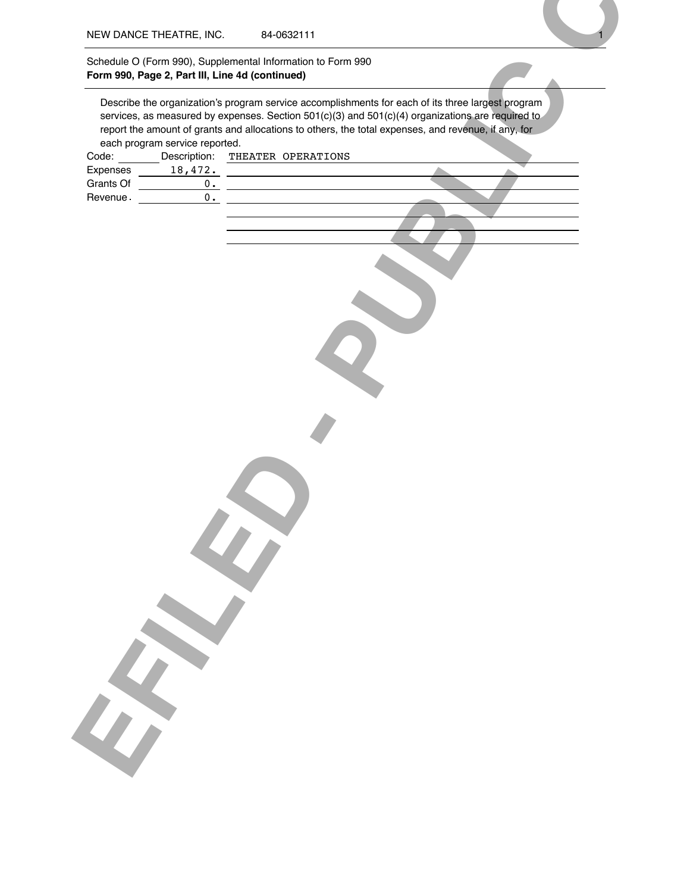Schedule O (Form 990), Supplemental Information to Form 990

**Form 990, Page 2, Part III, Line 4d (continued)**

Describe the organization's program service accomplishments for each of its three largest program services, as measured by expenses. Section 501(c)(3) and 501(c)(4) organizations are required to report the amount of grants and allocations to others, the total expenses, and revenue, if any, for each program service reported.

| | | |
|---|---|---|
| Code: | Description: | THEATER OPERATIONS |
| Expenses | 18,472. | |
| Grants Of | 0. | |
| Revenue. | 0. | |